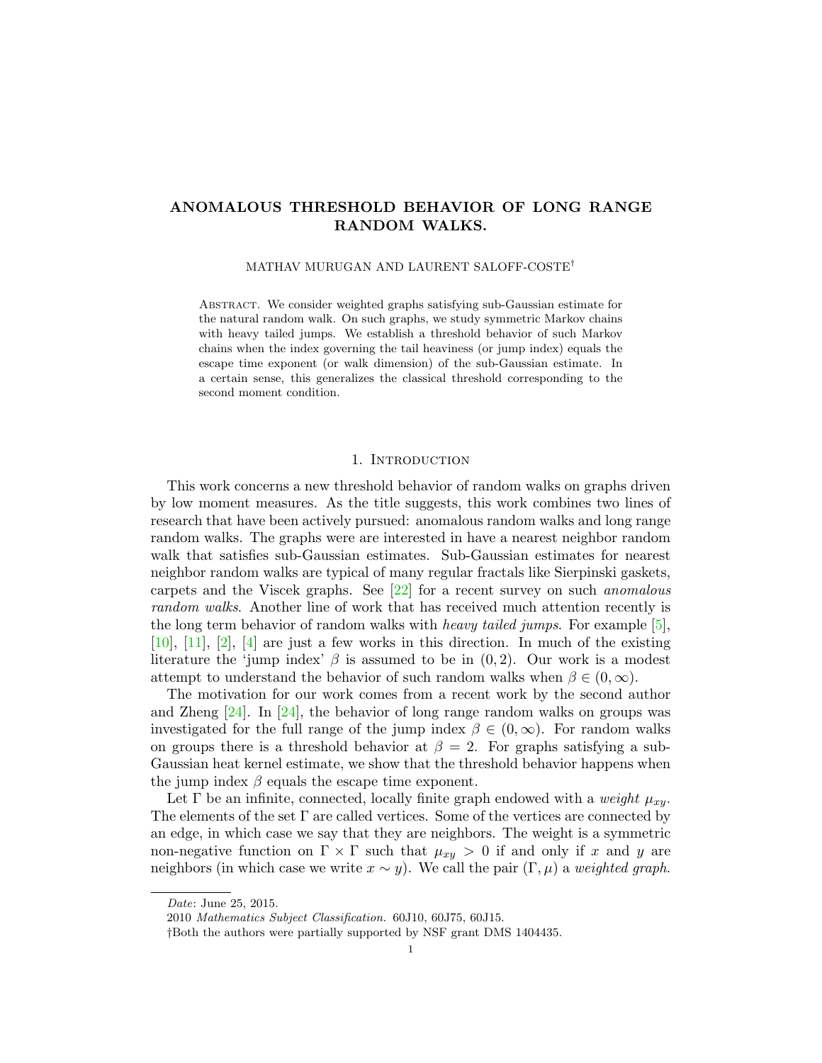# ANOMALOUS THRESHOLD BEHAVIOR OF LONG RANGE RANDOM WALKS.

MATHAV MURUGAN AND LAURENT SALOFF-COSTE†

Abstract. We consider weighted graphs satisfying sub-Gaussian estimate for the natural random walk. On such graphs, we study symmetric Markov chains with heavy tailed jumps. We establish a threshold behavior of such Markov chains when the index governing the tail heaviness (or jump index) equals the escape time exponent (or walk dimension) of the sub-Gaussian estimate. In a certain sense, this generalizes the classical threshold corresponding to the second moment condition.

## 1. Introduction

This work concerns a new threshold behavior of random walks on graphs driven by low moment measures. As the title suggests, this work combines two lines of research that have been actively pursued: anomalous random walks and long range random walks. The graphs were are interested in have a nearest neighbor random walk that satisfies sub-Gaussian estimates. Sub-Gaussian estimates for nearest neighbor random walks are typical of many regular fractals like Sierpinski gaskets, carpets and the Viscek graphs. See [22] for a recent survey on such *anomalous random walks*. Another line of work that has received much attention recently is the long term behavior of random walks with *heavy tailed jumps*. For example [5], [10], [11], [2], [4] are just a few works in this direction. In much of the existing literature the 'jump index' $\beta$ is assumed to be in $(0, 2)$. Our work is a modest attempt to understand the behavior of such random walks when $\beta \in (0, \infty)$.

The motivation for our work comes from a recent work by the second author and Zheng [24]. In [24], the behavior of long range random walks on groups was investigated for the full range of the jump index $\beta \in (0, \infty)$. For random walks on groups there is a threshold behavior at $\beta = 2$. For graphs satisfying a sub-Gaussian heat kernel estimate, we show that the threshold behavior happens when the jump index $\beta$ equals the escape time exponent.

Let $\Gamma$ be an infinite, connected, locally finite graph endowed with a *weight* $\mu_{xy}$. The elements of the set $\Gamma$ are called vertices. Some of the vertices are connected by an edge, in which case we say that they are neighbors. The weight is a symmetric non-negative function on $\Gamma \times \Gamma$ such that $\mu_{xy} > 0$ if and only if $x$ and $y$ are neighbors (in which case we write $x \sim y$). We call the pair $(\Gamma, \mu)$ a *weighted graph*.

---

*Date*: June 25, 2015.

2010 *Mathematics Subject Classification.* 60J10, 60J75, 60J15.

†Both the authors were partially supported by NSF grant DMS 1404435.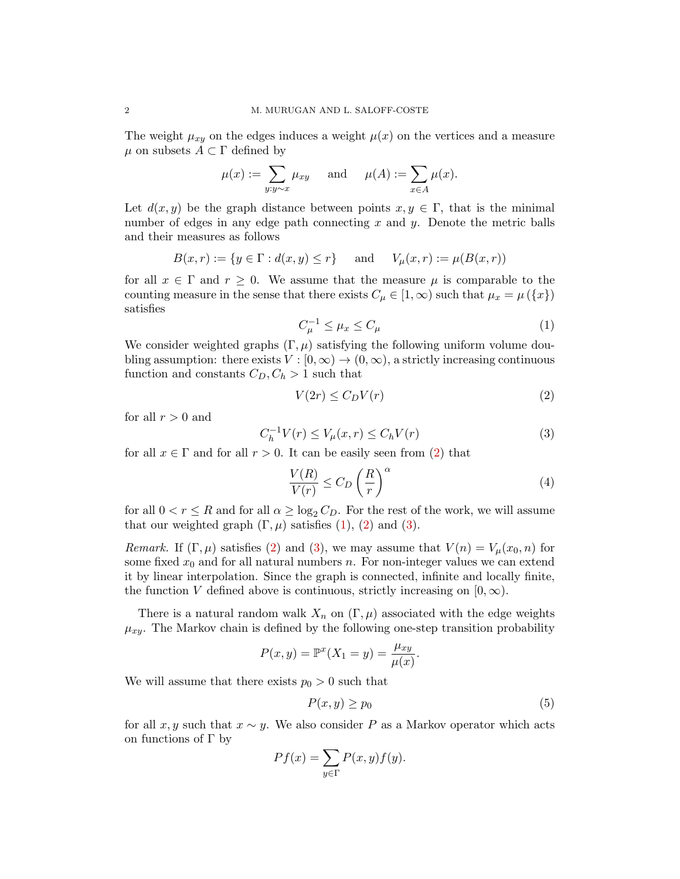The weight $\mu_{xy}$ on the edges induces a weight $\mu(x)$ on the vertices and a measure $\mu$ on subsets $A \subset \Gamma$ defined by

$$\mu(x) := \sum_{y: y \sim x} \mu_{xy} \quad \text{and} \quad \mu(A) := \sum_{x \in A} \mu(x).$$

Let $d(x,y)$ be the graph distance between points $x, y \in \Gamma$, that is the minimal number of edges in any edge path connecting $x$ and $y$. Denote the metric balls and their measures as follows

$$B(x,r) := \{y \in \Gamma : d(x,y) \le r\} \quad \text{and} \quad V_\mu(x,r) := \mu(B(x,r))$$

for all $x \in \Gamma$ and $r \ge 0$. We assume that the measure $\mu$ is comparable to the counting measure in the sense that there exists $C_\mu \in [1, \infty)$ such that $\mu_x = \mu(\{x\})$ satisfies

$$C_\mu^{-1} \le \mu_x \le C_\mu \tag{1}$$

We consider weighted graphs $(\Gamma, \mu)$ satisfying the following uniform volume doubling assumption: there exists $V : [0, \infty) \to (0, \infty)$, a strictly increasing continuous function and constants $C_D, C_h > 1$ such that

$$V(2r) \le C_D V(r) \tag{2}$$

for all $r > 0$ and

$$C_h^{-1} V(r) \le V_\mu(x,r) \le C_h V(r) \tag{3}$$

for all $x \in \Gamma$ and for all $r > 0$. It can be easily seen from (2) that

$$\frac{V(R)}{V(r)} \le C_D \left( \frac{R}{r} \right)^\alpha \tag{4}$$

for all $0 < r \le R$ and for all $\alpha \ge \log_2 C_D$. For the rest of the work, we will assume that our weighted graph $(\Gamma, \mu)$ satisfies (1), (2) and (3).

*Remark.* If $(\Gamma, \mu)$ satisfies (2) and (3), we may assume that $V(n) = V_\mu(x_0, n)$ for some fixed $x_0$ and for all natural numbers $n$. For non-integer values we can extend it by linear interpolation. Since the graph is connected, infinite and locally finite, the function $V$ defined above is continuous, strictly increasing on $[0, \infty)$.

There is a natural random walk $X_n$ on $(\Gamma, \mu)$ associated with the edge weights $\mu_{xy}$. The Markov chain is defined by the following one-step transition probability

$$P(x,y) = \mathbb{P}^x(X_1 = y) = \frac{\mu_{xy}}{\mu(x)}.$$

We will assume that there exists $p_0 > 0$ such that

$$P(x,y) \ge p_0 \tag{5}$$

for all $x, y$ such that $x \sim y$. We also consider $P$ as a Markov operator which acts on functions of $\Gamma$ by

$$Pf(x) = \sum_{y \in \Gamma} P(x,y) f(y).$$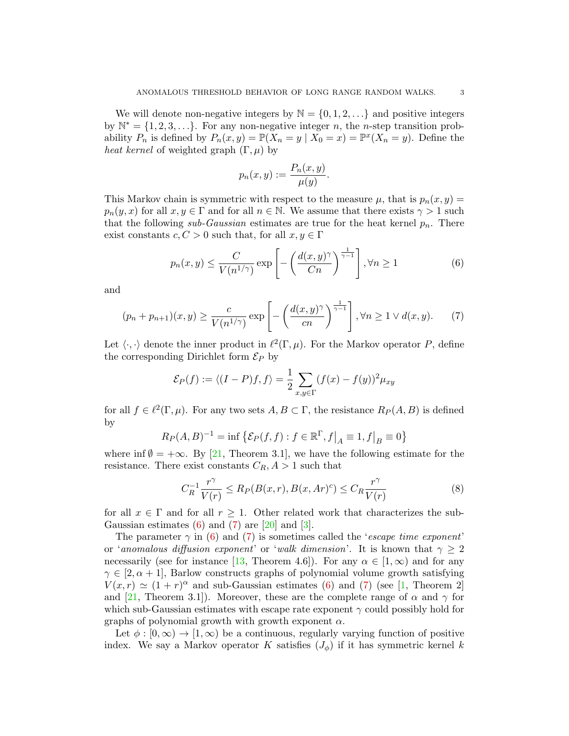We will denote non-negative integers by $\mathbb{N} = \{0, 1, 2, \ldots\}$ and positive integers by $\mathbb{N}^* = \{1, 2, 3, \ldots\}$. For any non-negative integer $n$, the $n$-step transition probability $P_n$ is defined by $P_n(x, y) = \mathbb{P}(X_n = y \mid X_0 = x) = \mathbb{P}^x(X_n = y)$. Define the *heat kernel* of weighted graph $(\Gamma, \mu)$ by

$$p_n(x, y) := \frac{P_n(x, y)}{\mu(y)}.$$

This Markov chain is symmetric with respect to the measure $\mu$, that is $p_n(x, y) = p_n(y, x)$ for all $x, y \in \Gamma$ and for all $n \in \mathbb{N}$. We assume that there exists $\gamma > 1$ such that the following *sub-Gaussian* estimates are true for the heat kernel $p_n$. There exist constants $c, C > 0$ such that, for all $x, y \in \Gamma$

$$p_n(x, y) \leq \frac{C}{V(n^{1/\gamma})} \exp\left[-\left(\frac{d(x, y)^\gamma}{Cn}\right)^{\frac{1}{\gamma-1}}\right], \forall n \geq 1 \tag{6}$$

and

$$(p_n + p_{n+1})(x, y) \geq \frac{c}{V(n^{1/\gamma})} \exp\left[-\left(\frac{d(x, y)^\gamma}{cn}\right)^{\frac{1}{\gamma-1}}\right], \forall n \geq 1 \vee d(x, y). \tag{7}$$

Let $\langle \cdot, \cdot \rangle$ denote the inner product in $\ell^2(\Gamma, \mu)$. For the Markov operator $P$, define the corresponding Dirichlet form $\mathcal{E}_P$ by

$$\mathcal{E}_P(f) := \langle (I - P)f, f \rangle = \frac{1}{2} \sum_{x, y \in \Gamma} (f(x) - f(y))^2 \mu_{xy}$$

for all $f \in \ell^2(\Gamma, \mu)$. For any two sets $A, B \subset \Gamma$, the resistance $R_P(A, B)$ is defined by

$$R_P(A, B)^{-1} = \inf\left\{\mathcal{E}_P(f, f) : f \in \mathbb{R}^\Gamma, f\big|_A \equiv 1, f\big|_B \equiv 0\right\}$$

where $\inf \emptyset = +\infty$. By [21, Theorem 3.1], we have the following estimate for the resistance. There exist constants $C_R, A > 1$ such that

$$C_R^{-1} \frac{r^\gamma}{V(r)} \leq R_P(B(x, r), B(x, Ar)^c) \leq C_R \frac{r^\gamma}{V(r)} \tag{8}$$

for all $x \in \Gamma$ and for all $r \geq 1$. Other related work that characterizes the sub-Gaussian estimates (6) and (7) are [20] and [3].

The parameter $\gamma$ in (6) and (7) is sometimes called the '*escape time exponent*' or '*anomalous diffusion exponent*' or '*walk dimension*'. It is known that $\gamma \geq 2$ necessarily (see for instance [13, Theorem 4.6]). For any $\alpha \in [1, \infty)$ and for any $\gamma \in [2, \alpha + 1]$, Barlow constructs graphs of polynomial volume growth satisfying $V(x, r) \simeq (1 + r)^\alpha$ and sub-Gaussian estimates (6) and (7) (see [1, Theorem 2] and [21, Theorem 3.1]). Moreover, these are the complete range of $\alpha$ and $\gamma$ for which sub-Gaussian estimates with escape rate exponent $\gamma$ could possibly hold for graphs of polynomial growth with growth exponent $\alpha$.

Let $\phi : [0, \infty) \to [1, \infty)$ be a continuous, regularly varying function of positive index. We say a Markov operator $K$ satisfies $(J_\phi)$ if it has symmetric kernel $k$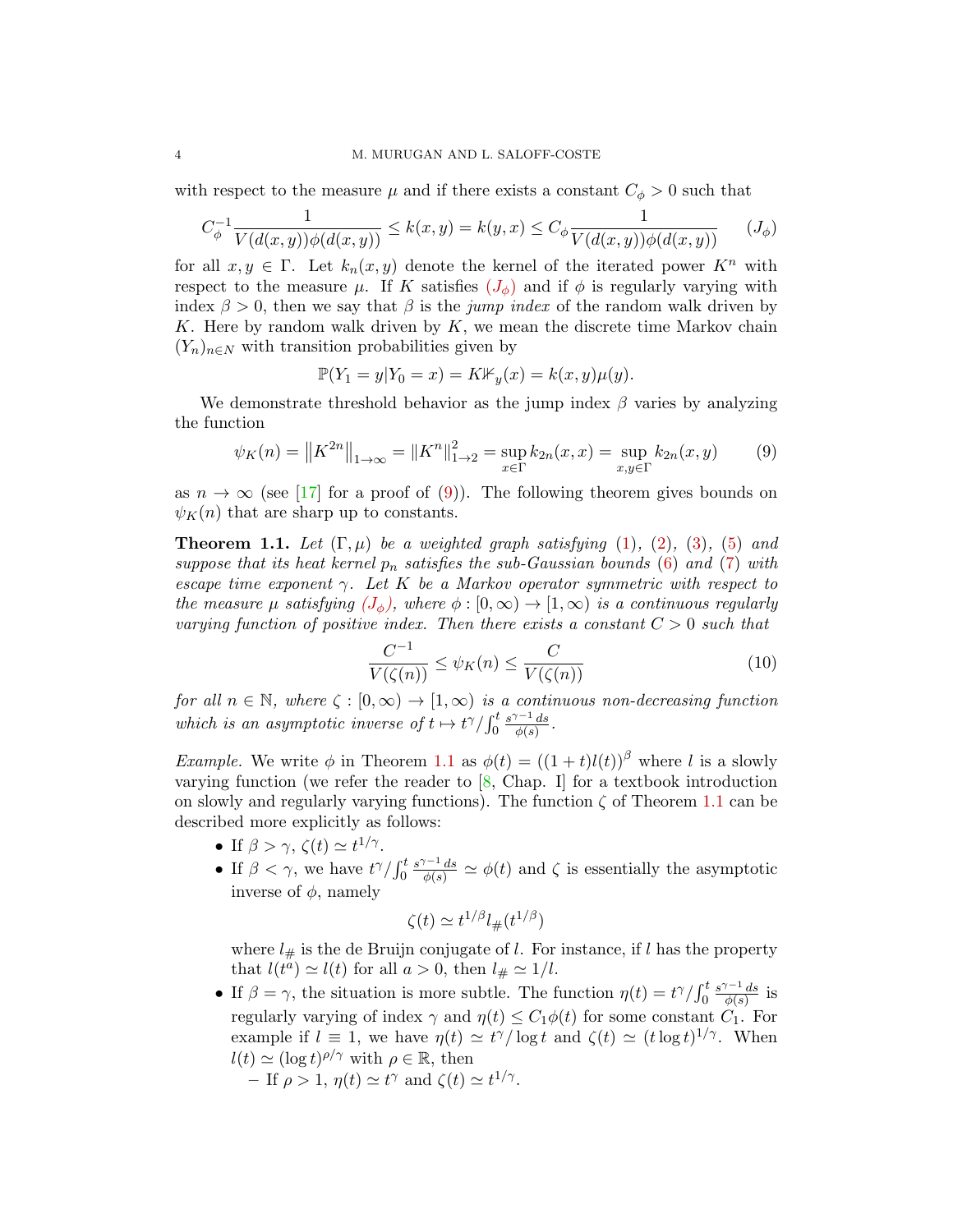with respect to the measure $\mu$ and if there exists a constant $C_\phi > 0$ such that

$$C_\phi^{-1} \frac{1}{V(d(x,y))\phi(d(x,y))} \le k(x,y) = k(y,x) \le C_\phi \frac{1}{V(d(x,y))\phi(d(x,y))} \qquad (J_\phi)$$

for all $x, y \in \Gamma$. Let $k_n(x,y)$ denote the kernel of the iterated power $K^n$ with respect to the measure $\mu$. If $K$ satisfies $(J_\phi)$ and if $\phi$ is regularly varying with index $\beta > 0$, then we say that $\beta$ is the *jump index* of the random walk driven by $K$. Here by random walk driven by $K$, we mean the discrete time Markov chain $(Y_n)_{n \in N}$ with transition probabilities given by

$$\mathbb{P}(Y_1 = y | Y_0 = x) = K\mathbb{1}_y(x) = k(x,y)\mu(y).$$

We demonstrate threshold behavior as the jump index $\beta$ varies by analyzing the function

$$\psi_K(n) = \left\| K^{2n} \right\|_{1 \to \infty} = \| K^n \|_{1 \to 2}^2 = \sup_{x \in \Gamma} k_{2n}(x,x) = \sup_{x,y \in \Gamma} k_{2n}(x,y) \qquad (9)$$

as $n \to \infty$ (see [17] for a proof of (9)). The following theorem gives bounds on $\psi_K(n)$ that are sharp up to constants.

**Theorem 1.1.** *Let $(\Gamma, \mu)$ be a weighted graph satisfying (1), (2), (3), (5) and suppose that its heat kernel $p_n$ satisfies the sub-Gaussian bounds (6) and (7) with escape time exponent $\gamma$. Let $K$ be a Markov operator symmetric with respect to the measure $\mu$ satisfying $(J_\phi)$, where $\phi : [0,\infty) \to [1,\infty)$ is a continuous regularly varying function of positive index. Then there exists a constant $C > 0$ such that*

$$\frac{C^{-1}}{V(\zeta(n))} \le \psi_K(n) \le \frac{C}{V(\zeta(n))} \qquad (10)$$

*for all $n \in \mathbb{N}$, where $\zeta : [0,\infty) \to [1,\infty)$ is a continuous non-decreasing function which is an asymptotic inverse of $t \mapsto t^\gamma / \int_0^t \frac{s^{\gamma-1}\, ds}{\phi(s)}$.*

*Example.* We write $\phi$ in Theorem 1.1 as $\phi(t) = ((1+t)l(t))^\beta$ where $l$ is a slowly varying function (we refer the reader to [8, Chap. I] for a textbook introduction on slowly and regularly varying functions). The function $\zeta$ of Theorem 1.1 can be described more explicitly as follows:

- If $\beta > \gamma$, $\zeta(t) \simeq t^{1/\gamma}$.
- If $\beta < \gamma$, we have $t^\gamma / \int_0^t \frac{s^{\gamma-1}\, ds}{\phi(s)} \simeq \phi(t)$ and $\zeta$ is essentially the asymptotic inverse of $\phi$, namely

$$\zeta(t) \simeq t^{1/\beta} l_\#(t^{1/\beta})$$

  where $l_\#$ is the de Bruijn conjugate of $l$. For instance, if $l$ has the property that $l(t^a) \simeq l(t)$ for all $a > 0$, then $l_\# \simeq 1/l$.
- If $\beta = \gamma$, the situation is more subtle. The function $\eta(t) = t^\gamma / \int_0^t \frac{s^{\gamma-1}\, ds}{\phi(s)}$ is regularly varying of index $\gamma$ and $\eta(t) \le C_1 \phi(t)$ for some constant $C_1$. For example if $l \equiv 1$, we have $\eta(t) \simeq t^\gamma / \log t$ and $\zeta(t) \simeq (t \log t)^{1/\gamma}$. When $l(t) \simeq (\log t)^{\rho/\gamma}$ with $\rho \in \mathbb{R}$, then
  - If $\rho > 1$, $\eta(t) \simeq t^\gamma$ and $\zeta(t) \simeq t^{1/\gamma}$.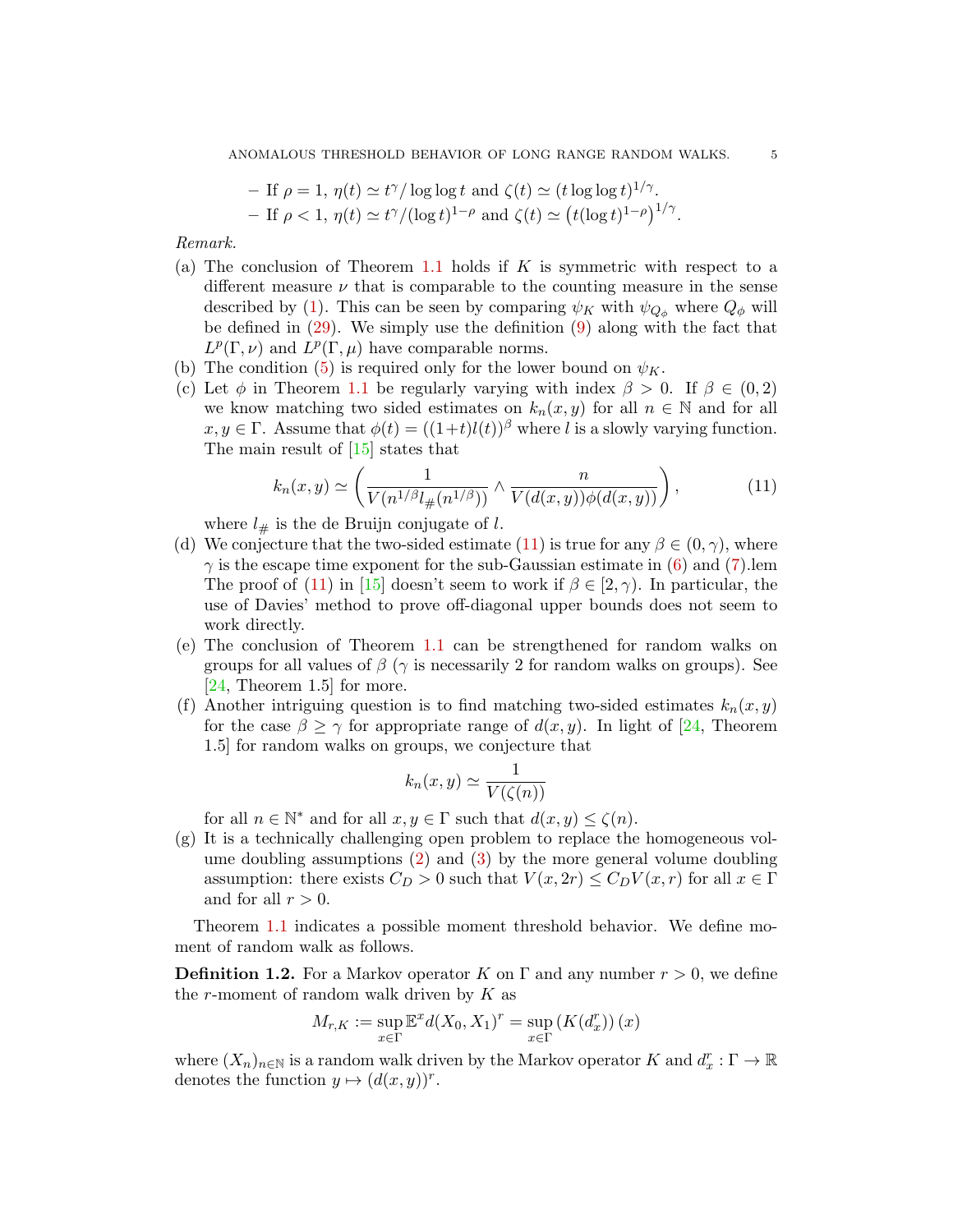– If $\rho = 1$, $\eta(t) \simeq t^\gamma / \log\log t$ and $\zeta(t) \simeq (t \log\log t)^{1/\gamma}$.
– If $\rho < 1$, $\eta(t) \simeq t^\gamma/(\log t)^{1-\rho}$ and $\zeta(t) \simeq \left(t(\log t)^{1-\rho}\right)^{1/\gamma}$.

*Remark.*

(a) The conclusion of Theorem 1.1 holds if $K$ is symmetric with respect to a different measure $\nu$ that is comparable to the counting measure in the sense described by (1). This can be seen by comparing $\psi_K$ with $\psi_{Q_\phi}$ where $Q_\phi$ will be defined in (29). We simply use the definition (9) along with the fact that $L^p(\Gamma, \nu)$ and $L^p(\Gamma, \mu)$ have comparable norms.

(b) The condition (5) is required only for the lower bound on $\psi_K$.

(c) Let $\phi$ in Theorem 1.1 be regularly varying with index $\beta > 0$. If $\beta \in (0, 2)$ we know matching two sided estimates on $k_n(x, y)$ for all $n \in \mathbb{N}$ and for all $x, y \in \Gamma$. Assume that $\phi(t) = ((1+t)l(t))^\beta$ where $l$ is a slowly varying function. The main result of [15] states that

$$k_n(x, y) \simeq \left( \frac{1}{V(n^{1/\beta} l_\#(n^{1/\beta}))} \wedge \frac{n}{V(d(x, y))\phi(d(x, y))} \right), \tag{11}$$

where $l_\#$ is the de Bruijn conjugate of $l$.

(d) We conjecture that the two-sided estimate (11) is true for any $\beta \in (0, \gamma)$, where $\gamma$ is the escape time exponent for the sub-Gaussian estimate in (6) and (7).lem The proof of (11) in [15] doesn't seem to work if $\beta \in [2, \gamma)$. In particular, the use of Davies' method to prove off-diagonal upper bounds does not seem to work directly.

(e) The conclusion of Theorem 1.1 can be strengthened for random walks on groups for all values of $\beta$ ($\gamma$ is necessarily 2 for random walks on groups). See [24, Theorem 1.5] for more.

(f) Another intriguing question is to find matching two-sided estimates $k_n(x, y)$ for the case $\beta \geq \gamma$ for appropriate range of $d(x, y)$. In light of [24, Theorem 1.5] for random walks on groups, we conjecture that

$$k_n(x, y) \simeq \frac{1}{V(\zeta(n))}$$

for all $n \in \mathbb{N}^*$ and for all $x, y \in \Gamma$ such that $d(x, y) \leq \zeta(n)$.

(g) It is a technically challenging open problem to replace the homogeneous volume doubling assumptions (2) and (3) by the more general volume doubling assumption: there exists $C_D > 0$ such that $V(x, 2r) \leq C_D V(x, r)$ for all $x \in \Gamma$ and for all $r > 0$.

Theorem 1.1 indicates a possible moment threshold behavior. We define moment of random walk as follows.

**Definition 1.2.** For a Markov operator $K$ on $\Gamma$ and any number $r > 0$, we define the $r$-moment of random walk driven by $K$ as

$$M_{r,K} := \sup_{x \in \Gamma} \mathbb{E}^x d(X_0, X_1)^r = \sup_{x \in \Gamma} \left(K(d_x^r)\right)(x)$$

where $(X_n)_{n \in \mathbb{N}}$ is a random walk driven by the Markov operator $K$ and $d_x^r : \Gamma \to \mathbb{R}$ denotes the function $y \mapsto (d(x, y))^r$.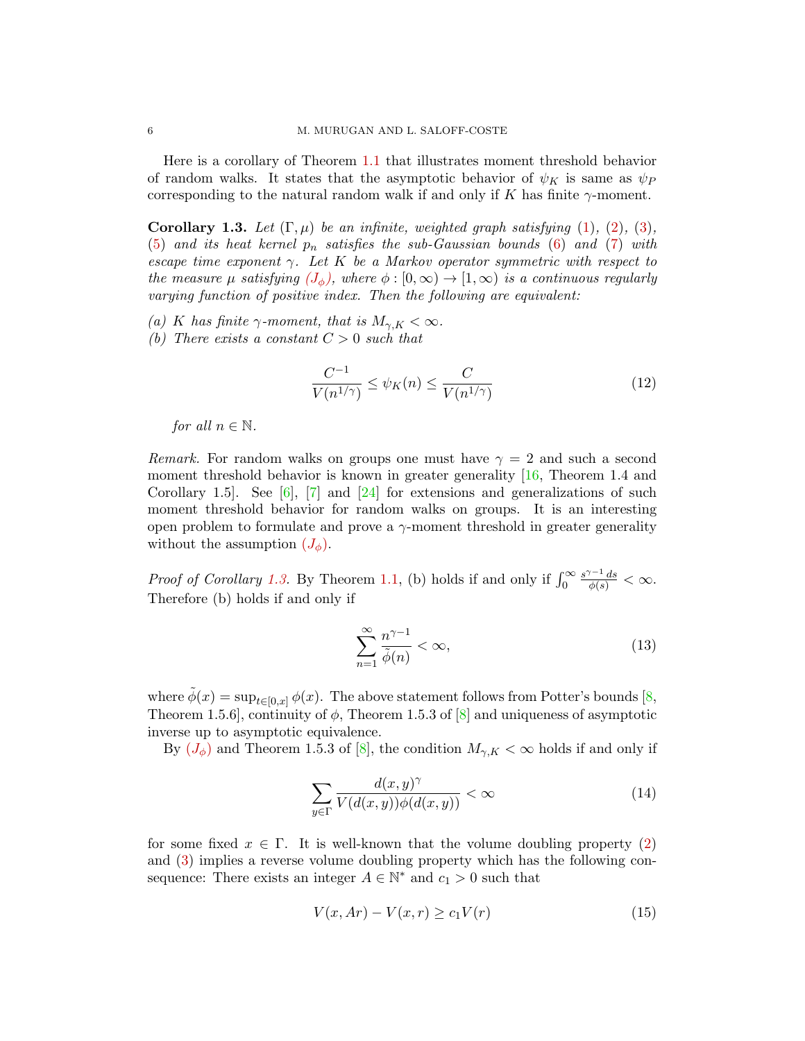Here is a corollary of Theorem 1.1 that illustrates moment threshold behavior of random walks. It states that the asymptotic behavior of $\psi_K$ is same as $\psi_P$ corresponding to the natural random walk if and only if $K$ has finite $\gamma$-moment.

**Corollary 1.3.** *Let $(\Gamma, \mu)$ be an infinite, weighted graph satisfying (1), (2), (3), (5) and its heat kernel $p_n$ satisfies the sub-Gaussian bounds (6) and (7) with escape time exponent $\gamma$. Let $K$ be a Markov operator symmetric with respect to the measure $\mu$ satisfying $(J_\phi)$, where $\phi : [0, \infty) \to [1, \infty)$ is a continuous regularly varying function of positive index. Then the following are equivalent:*

*(a) $K$ has finite $\gamma$-moment, that is $M_{\gamma,K} < \infty$.*
*(b) There exists a constant $C > 0$ such that*

$$\frac{C^{-1}}{V(n^{1/\gamma})} \le \psi_K(n) \le \frac{C}{V(n^{1/\gamma})} \tag{12}$$

*for all $n \in \mathbb{N}$.*

*Remark.* For random walks on groups one must have $\gamma = 2$ and such a second moment threshold behavior is known in greater generality [16, Theorem 1.4 and Corollary 1.5]. See [6], [7] and [24] for extensions and generalizations of such moment threshold behavior for random walks on groups. It is an interesting open problem to formulate and prove a $\gamma$-moment threshold in greater generality without the assumption $(J_\phi)$.

*Proof of Corollary 1.3.* By Theorem 1.1, (b) holds if and only if $\int_0^\infty \frac{s^{\gamma-1}\, ds}{\phi(s)} < \infty$. Therefore (b) holds if and only if

$$\sum_{n=1}^{\infty} \frac{n^{\gamma-1}}{\tilde{\phi}(n)} < \infty, \tag{13}$$

where $\tilde{\phi}(x) = \sup_{t\in[0,x]} \phi(x)$. The above statement follows from Potter's bounds [8, Theorem 1.5.6], continuity of $\phi$, Theorem 1.5.3 of [8] and uniqueness of asymptotic inverse up to asymptotic equivalence.

By $(J_\phi)$ and Theorem 1.5.3 of [8], the condition $M_{\gamma,K} < \infty$ holds if and only if

$$\sum_{y\in\Gamma} \frac{d(x,y)^\gamma}{V(d(x,y))\phi(d(x,y))} < \infty \tag{14}$$

for some fixed $x \in \Gamma$. It is well-known that the volume doubling property (2) and (3) implies a reverse volume doubling property which has the following consequence: There exists an integer $A \in \mathbb{N}^*$ and $c_1 > 0$ such that

$$V(x, Ar) - V(x, r) \ge c_1 V(r) \tag{15}$$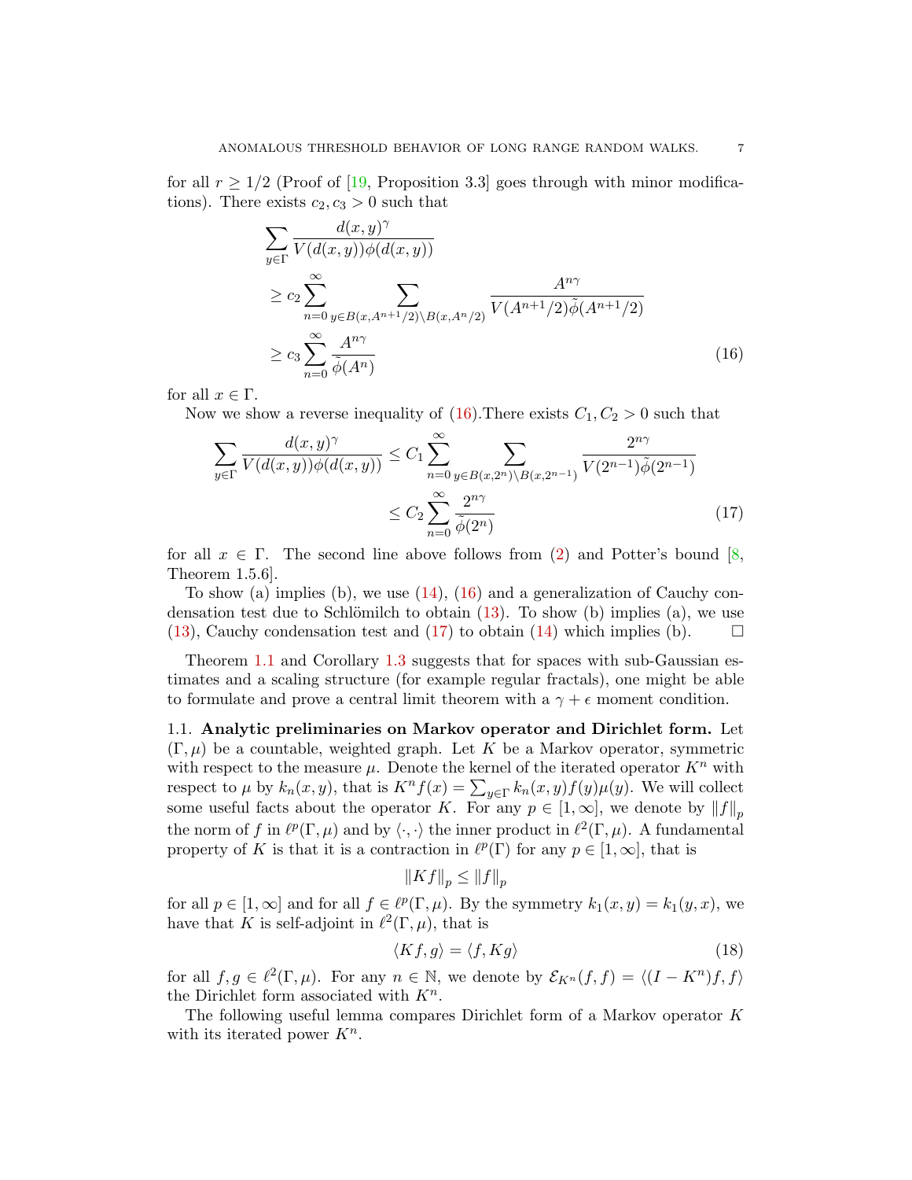for all $r \geq 1/2$ (Proof of [19, Proposition 3.3] goes through with minor modifications). There exists $c_2, c_3 > 0$ such that

$$
\begin{aligned}
&\sum_{y\in\Gamma} \frac{d(x,y)^\gamma}{V(d(x,y))\phi(d(x,y))} \\
&\geq c_2 \sum_{n=0}^{\infty} \sum_{y\in B(x,A^{n+1}/2)\setminus B(x,A^n/2)} \frac{A^{n\gamma}}{V(A^{n+1}/2)\tilde{\phi}(A^{n+1}/2)} \\
&\geq c_3 \sum_{n=0}^{\infty} \frac{A^{n\gamma}}{\tilde{\phi}(A^n)} \qquad (16)
\end{aligned}
$$

for all $x \in \Gamma$.

Now we show a reverse inequality of (16).There exists $C_1, C_2 > 0$ such that

$$
\begin{aligned}
\sum_{y\in\Gamma} \frac{d(x,y)^\gamma}{V(d(x,y))\phi(d(x,y))} &\leq C_1 \sum_{n=0}^{\infty} \sum_{y\in B(x,2^n)\setminus B(x,2^{n-1})} \frac{2^{n\gamma}}{V(2^{n-1})\tilde{\phi}(2^{n-1})} \\
&\leq C_2 \sum_{n=0}^{\infty} \frac{2^{n\gamma}}{\tilde{\phi}(2^n)} \qquad (17)
\end{aligned}
$$

for all $x \in \Gamma$. The second line above follows from (2) and Potter's bound [8, Theorem 1.5.6].

To show (a) implies (b), we use (14), (16) and a generalization of Cauchy condensation test due to Schlömilch to obtain (13). To show (b) implies (a), we use (13), Cauchy condensation test and (17) to obtain (14) which implies (b). $\square$

Theorem 1.1 and Corollary 1.3 suggests that for spaces with sub-Gaussian estimates and a scaling structure (for example regular fractals), one might be able to formulate and prove a central limit theorem with a $\gamma + \epsilon$ moment condition.

### 1.1. Analytic preliminaries on Markov operator and Dirichlet form.

Let $(\Gamma, \mu)$ be a countable, weighted graph. Let $K$ be a Markov operator, symmetric with respect to the measure $\mu$. Denote the kernel of the iterated operator $K^n$ with respect to $\mu$ by $k_n(x,y)$, that is $K^n f(x) = \sum_{y\in\Gamma} k_n(x,y) f(y)\mu(y)$. We will collect some useful facts about the operator $K$. For any $p \in [1,\infty]$, we denote by $\|f\|_p$ the norm of $f$ in $\ell^p(\Gamma,\mu)$ and by $\langle\cdot,\cdot\rangle$ the inner product in $\ell^2(\Gamma,\mu)$. A fundamental property of $K$ is that it is a contraction in $\ell^p(\Gamma)$ for any $p \in [1,\infty]$, that is

$$
\|Kf\|_p \leq \|f\|_p
$$

for all $p \in [1,\infty]$ and for all $f \in \ell^p(\Gamma,\mu)$. By the symmetry $k_1(x,y) = k_1(y,x)$, we have that $K$ is self-adjoint in $\ell^2(\Gamma,\mu)$, that is

$$
\langle Kf, g\rangle = \langle f, Kg\rangle \qquad (18)
$$

for all $f, g \in \ell^2(\Gamma,\mu)$. For any $n \in \mathbb{N}$, we denote by $\mathcal{E}_{K^n}(f,f) = \langle (I - K^n)f, f\rangle$ the Dirichlet form associated with $K^n$.

The following useful lemma compares Dirichlet form of a Markov operator $K$ with its iterated power $K^n$.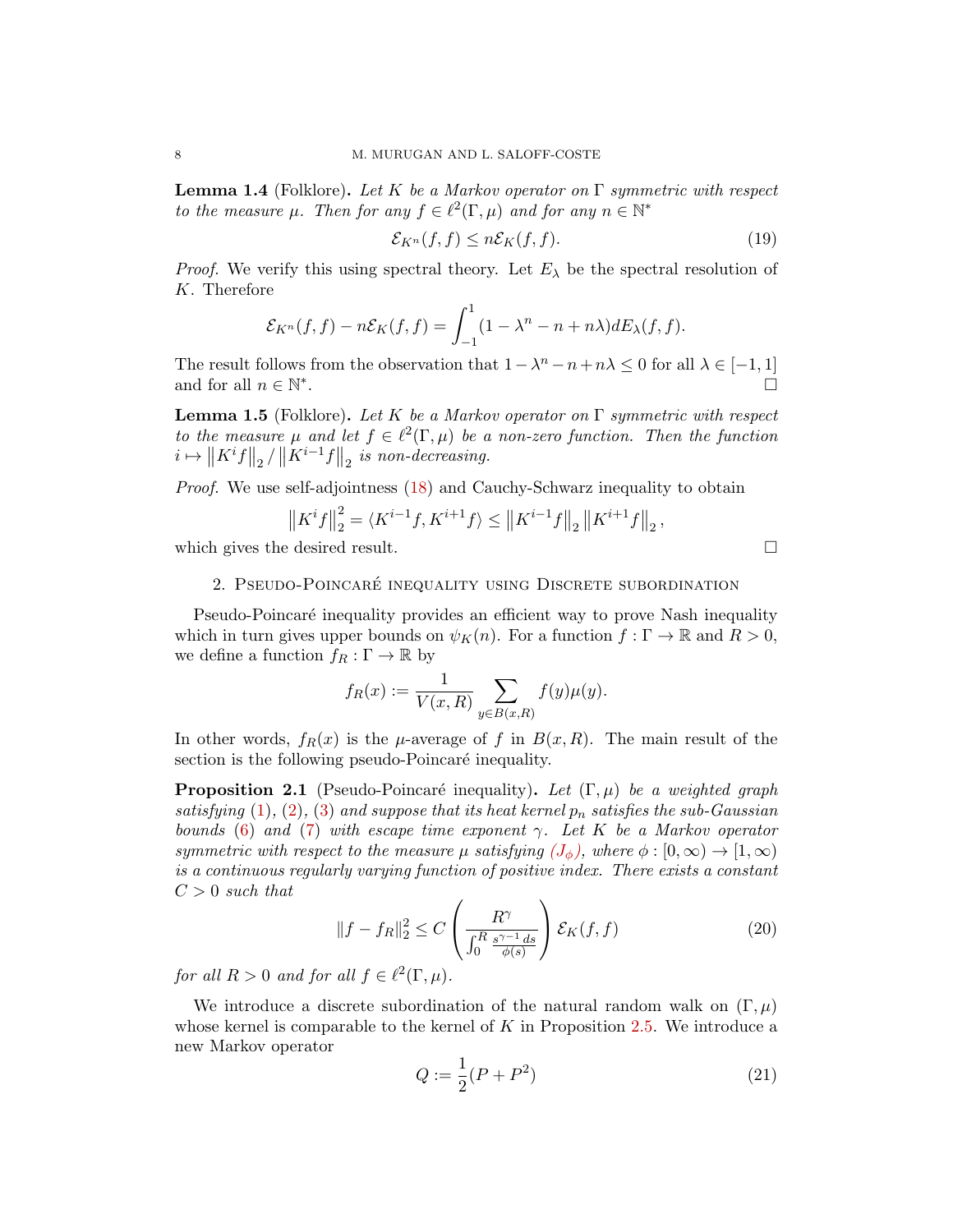**Lemma 1.4** (Folklore)**.** *Let $K$ be a Markov operator on $\Gamma$ symmetric with respect to the measure $\mu$. Then for any $f \in \ell^2(\Gamma, \mu)$ and for any $n \in \mathbb{N}^*$*

$$\mathcal{E}_{K^n}(f,f) \le n \mathcal{E}_K(f,f). \tag{19}$$

*Proof.* We verify this using spectral theory. Let $E_\lambda$ be the spectral resolution of $K$. Therefore

$$\mathcal{E}_{K^n}(f,f) - n\mathcal{E}_K(f,f) = \int_{-1}^{1} (1 - \lambda^n - n + n\lambda) dE_\lambda(f,f).$$

The result follows from the observation that $1 - \lambda^n - n + n\lambda \le 0$ for all $\lambda \in [-1,1]$ and for all $n \in \mathbb{N}^*$. □

**Lemma 1.5** (Folklore)**.** *Let $K$ be a Markov operator on $\Gamma$ symmetric with respect to the measure $\mu$ and let $f \in \ell^2(\Gamma,\mu)$ be a non-zero function. Then the function $i \mapsto \left\|K^i f\right\|_2 / \left\|K^{i-1} f\right\|_2$ is non-decreasing.*

*Proof.* We use self-adjointness (18) and Cauchy-Schwarz inequality to obtain

$$\left\|K^i f\right\|_2^2 = \langle K^{i-1} f, K^{i+1} f \rangle \le \left\|K^{i-1} f\right\|_2 \left\|K^{i+1} f\right\|_2,$$

which gives the desired result. □

## 2. Pseudo-Poincaré inequality using Discrete subordination

Pseudo-Poincaré inequality provides an efficient way to prove Nash inequality which in turn gives upper bounds on $\psi_K(n)$. For a function $f : \Gamma \to \mathbb{R}$ and $R > 0$, we define a function $f_R : \Gamma \to \mathbb{R}$ by

$$f_R(x) := \frac{1}{V(x,R)} \sum_{y \in B(x,R)} f(y)\mu(y).$$

In other words, $f_R(x)$ is the $\mu$-average of $f$ in $B(x,R)$. The main result of the section is the following pseudo-Poincaré inequality.

**Proposition 2.1** (Pseudo-Poincaré inequality)**.** *Let $(\Gamma, \mu)$ be a weighted graph satisfying (1), (2), (3) and suppose that its heat kernel $p_n$ satisfies the sub-Gaussian bounds (6) and (7) with escape time exponent $\gamma$. Let $K$ be a Markov operator symmetric with respect to the measure $\mu$ satisfying $(J_\phi)$, where $\phi : [0,\infty) \to [1,\infty)$ is a continuous regularly varying function of positive index. There exists a constant $C > 0$ such that*

$$\|f - f_R\|_2^2 \le C \left( \frac{R^\gamma}{\int_0^R \frac{s^{\gamma-1}\,ds}{\phi(s)}} \right) \mathcal{E}_K(f,f) \tag{20}$$

*for all $R > 0$ and for all $f \in \ell^2(\Gamma, \mu)$.*

We introduce a discrete subordination of the natural random walk on $(\Gamma, \mu)$ whose kernel is comparable to the kernel of $K$ in Proposition 2.5. We introduce a new Markov operator

$$Q := \frac{1}{2}(P + P^2) \tag{21}$$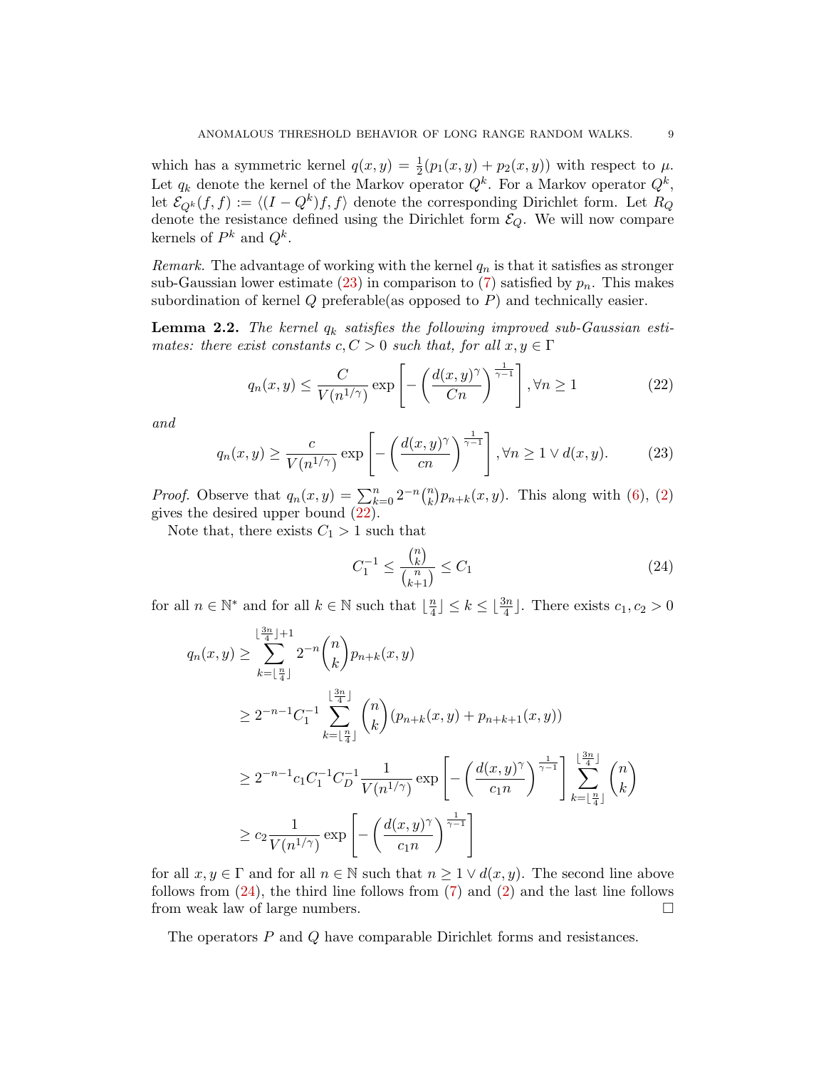which has a symmetric kernel $q(x,y) = \frac{1}{2}(p_1(x,y) + p_2(x,y))$ with respect to $\mu$. Let $q_k$ denote the kernel of the Markov operator $Q^k$. For a Markov operator $Q^k$, let $\mathcal{E}_{Q^k}(f,f) := \langle (I - Q^k)f, f\rangle$ denote the corresponding Dirichlet form. Let $R_Q$ denote the resistance defined using the Dirichlet form $\mathcal{E}_Q$. We will now compare kernels of $P^k$ and $Q^k$.

*Remark.* The advantage of working with the kernel $q_n$ is that it satisfies as stronger sub-Gaussian lower estimate (23) in comparison to (7) satisfied by $p_n$. This makes subordination of kernel $Q$ preferable(as opposed to $P$) and technically easier.

**Lemma 2.2.** *The kernel $q_k$ satisfies the following improved sub-Gaussian estimates: there exist constants $c, C > 0$ such that, for all $x, y \in \Gamma$*

$$q_n(x,y) \le \frac{C}{V(n^{1/\gamma})} \exp\left[ -\left( \frac{d(x,y)^\gamma}{Cn} \right)^{\frac{1}{\gamma-1}} \right], \forall n \ge 1 \tag{22}$$

*and*

$$q_n(x,y) \ge \frac{c}{V(n^{1/\gamma})} \exp\left[ -\left( \frac{d(x,y)^\gamma}{cn} \right)^{\frac{1}{\gamma-1}} \right], \forall n \ge 1 \vee d(x,y). \tag{23}$$

*Proof.* Observe that $q_n(x,y) = \sum_{k=0}^{n} 2^{-n}\binom{n}{k} p_{n+k}(x,y)$. This along with (6), (2) gives the desired upper bound (22).

Note that, there exists $C_1 > 1$ such that

$$C_1^{-1} \le \frac{\binom{n}{k}}{\binom{n}{k+1}} \le C_1 \tag{24}$$

for all $n \in \mathbb{N}^*$ and for all $k \in \mathbb{N}$ such that $\lfloor \frac{n}{4} \rfloor \le k \le \lfloor \frac{3n}{4} \rfloor$. There exists $c_1, c_2 > 0$

$$\begin{aligned}
q_n(x,y) &\ge \sum_{k=\lfloor \frac{n}{4} \rfloor}^{\lfloor \frac{3n}{4} \rfloor + 1} 2^{-n}\binom{n}{k} p_{n+k}(x,y) \\
&\ge 2^{-n-1} C_1^{-1} \sum_{k=\lfloor \frac{n}{4} \rfloor}^{\lfloor \frac{3n}{4} \rfloor} \binom{n}{k} \left(p_{n+k}(x,y) + p_{n+k+1}(x,y)\right) \\
&\ge 2^{-n-1} c_1 C_1^{-1} C_D^{-1} \frac{1}{V(n^{1/\gamma})} \exp\left[ -\left( \frac{d(x,y)^\gamma}{c_1 n} \right)^{\frac{1}{\gamma-1}} \right] \sum_{k=\lfloor \frac{n}{4} \rfloor}^{\lfloor \frac{3n}{4} \rfloor} \binom{n}{k} \\
&\ge c_2 \frac{1}{V(n^{1/\gamma})} \exp\left[ -\left( \frac{d(x,y)^\gamma}{c_1 n} \right)^{\frac{1}{\gamma-1}} \right]
\end{aligned}$$

for all $x, y \in \Gamma$ and for all $n \in \mathbb{N}$ such that $n \ge 1 \vee d(x,y)$. The second line above follows from (24), the third line follows from (7) and (2) and the last line follows from weak law of large numbers. $\square$

The operators $P$ and $Q$ have comparable Dirichlet forms and resistances.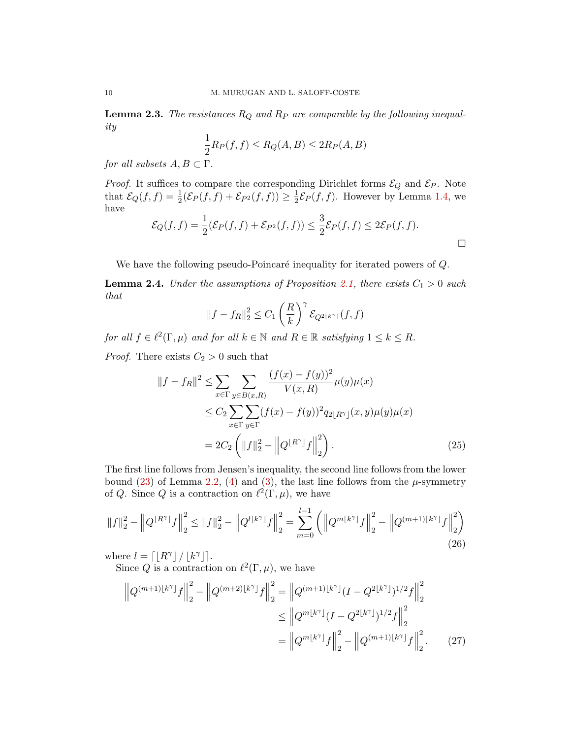**Lemma 2.3.** *The resistances $R_Q$ and $R_P$ are comparable by the following inequality*

$$\frac{1}{2}R_P(f,f) \le R_Q(A,B) \le 2R_P(A,B)$$

*for all subsets $A, B \subset \Gamma$.*

*Proof.* It suffices to compare the corresponding Dirichlet forms $\mathcal{E}_Q$ and $\mathcal{E}_P$. Note that $\mathcal{E}_Q(f,f) = \frac{1}{2}(\mathcal{E}_P(f,f) + \mathcal{E}_{P^2}(f,f)) \ge \frac{1}{2}\mathcal{E}_P(f,f)$. However by Lemma 1.4, we have

$$\mathcal{E}_Q(f,f) = \frac{1}{2}(\mathcal{E}_P(f,f) + \mathcal{E}_{P^2}(f,f)) \le \frac{3}{2}\mathcal{E}_P(f,f) \le 2\mathcal{E}_P(f,f).$$

$\square$

We have the following pseudo-Poincaré inequality for iterated powers of $Q$.

**Lemma 2.4.** *Under the assumptions of Proposition 2.1, there exists $C_1 > 0$ such that*

$$\|f - f_R\|_2^2 \le C_1 \left(\frac{R}{k}\right)^\gamma \mathcal{E}_{Q^{2\lfloor k^\gamma \rfloor}}(f,f)$$

*for all $f \in \ell^2(\Gamma,\mu)$ and for all $k \in \mathbb{N}$ and $R \in \mathbb{R}$ satisfying $1 \le k \le R$.*

*Proof.* There exists $C_2 > 0$ such that

$$\begin{aligned}
\|f - f_R\|^2 &\le \sum_{x\in\Gamma}\sum_{y\in B(x,R)} \frac{(f(x)-f(y))^2}{V(x,R)}\mu(y)\mu(x) \\
&\le C_2 \sum_{x\in\Gamma}\sum_{y\in\Gamma} (f(x)-f(y))^2 q_{2\lfloor R^\gamma \rfloor}(x,y)\mu(y)\mu(x) \\
&= 2C_2 \left( \|f\|_2^2 - \left\| Q^{\lfloor R^\gamma \rfloor} f \right\|_2^2 \right). \qquad (25)
\end{aligned}$$

The first line follows from Jensen's inequality, the second line follows from the lower bound (23) of Lemma 2.2, (4) and (3), the last line follows from the $\mu$-symmetry of $Q$. Since $Q$ is a contraction on $\ell^2(\Gamma,\mu)$, we have

$$\|f\|_2^2 - \left\|Q^{\lfloor R^\gamma \rfloor} f\right\|_2^2 \le \|f\|_2^2 - \left\|Q^{l\lfloor k^\gamma \rfloor} f\right\|_2^2 = \sum_{m=0}^{l-1} \left( \left\|Q^{m\lfloor k^\gamma \rfloor} f\right\|_2^2 - \left\|Q^{(m+1)\lfloor k^\gamma \rfloor} f\right\|_2^2 \right) \qquad (26)$$

where $l = \lceil \lfloor R^\gamma \rfloor / \lfloor k^\gamma \rfloor \rceil$.

Since $Q$ is a contraction on $\ell^2(\Gamma,\mu)$, we have

$$\begin{aligned}
\left\|Q^{(m+1)\lfloor k^\gamma \rfloor} f\right\|_2^2 - \left\|Q^{(m+2)\lfloor k^\gamma \rfloor} f\right\|_2^2 &= \left\|Q^{(m+1)\lfloor k^\gamma \rfloor}(I - Q^{2\lfloor k^\gamma \rfloor})^{1/2} f\right\|_2^2 \\
&\le \left\|Q^{m\lfloor k^\gamma \rfloor}(I - Q^{2\lfloor k^\gamma \rfloor})^{1/2} f\right\|_2^2 \\
&= \left\|Q^{m\lfloor k^\gamma \rfloor} f\right\|_2^2 - \left\|Q^{(m+1)\lfloor k^\gamma \rfloor} f\right\|_2^2. \qquad (27)
\end{aligned}$$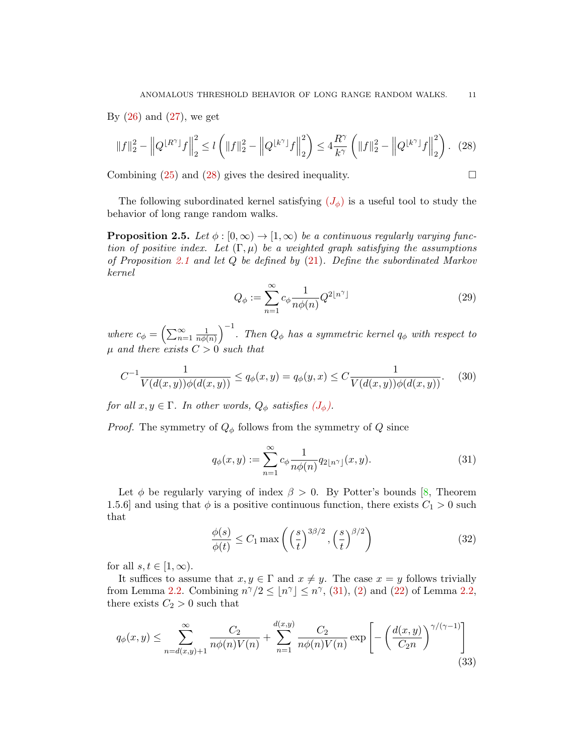By (26) and (27), we get

$$\|f\|_2^2 - \left\| Q^{\lfloor R^\gamma \rfloor} f \right\|_2^2 \le l \left( \|f\|_2^2 - \left\| Q^{\lfloor k^\gamma \rfloor} f \right\|_2^2 \right) \le 4 \frac{R^\gamma}{k^\gamma} \left( \|f\|_2^2 - \left\| Q^{\lfloor k^\gamma \rfloor} f \right\|_2^2 \right). \quad (28)$$

Combining (25) and (28) gives the desired inequality. □

The following subordinated kernel satisfying $(J_\phi)$ is a useful tool to study the behavior of long range random walks.

**Proposition 2.5.** *Let $\phi : [0,\infty) \to [1,\infty)$ be a continuous regularly varying function of positive index. Let $(\Gamma, \mu)$ be a weighted graph satisfying the assumptions of Proposition 2.1 and let $Q$ be defined by (21). Define the subordinated Markov kernel*

$$Q_\phi := \sum_{n=1}^{\infty} c_\phi \frac{1}{n\phi(n)} Q^{2\lfloor n^\gamma \rfloor} \quad (29)$$

*where $c_\phi = \left( \sum_{n=1}^\infty \frac{1}{n\phi(n)} \right)^{-1}$. Then $Q_\phi$ has a symmetric kernel $q_\phi$ with respect to $\mu$ and there exists $C > 0$ such that*

$$C^{-1} \frac{1}{V(d(x,y))\phi(d(x,y))} \le q_\phi(x,y) = q_\phi(y,x) \le C \frac{1}{V(d(x,y))\phi(d(x,y))}. \quad (30)$$

*for all $x, y \in \Gamma$. In other words, $Q_\phi$ satisfies $(J_\phi)$.*

*Proof.* The symmetry of $Q_\phi$ follows from the symmetry of $Q$ since

$$q_\phi(x,y) := \sum_{n=1}^{\infty} c_\phi \frac{1}{n\phi(n)} q_{2\lfloor n^\gamma \rfloor}(x,y). \quad (31)$$

Let $\phi$ be regularly varying of index $\beta > 0$. By Potter's bounds [8, Theorem 1.5.6] and using that $\phi$ is a positive continuous function, there exists $C_1 > 0$ such that

$$\frac{\phi(s)}{\phi(t)} \le C_1 \max\left( \left(\frac{s}{t}\right)^{3\beta/2}, \left(\frac{s}{t}\right)^{\beta/2} \right) \quad (32)$$

for all $s, t \in [1,\infty)$.

It suffices to assume that $x, y \in \Gamma$ and $x \neq y$. The case $x = y$ follows trivially from Lemma 2.2. Combining $n^\gamma/2 \le \lfloor n^\gamma \rfloor \le n^\gamma$, (31), (2) and (22) of Lemma 2.2, there exists $C_2 > 0$ such that

$$q_\phi(x,y) \le \sum_{n=d(x,y)+1}^{\infty} \frac{C_2}{n\phi(n)V(n)} + \sum_{n=1}^{d(x,y)} \frac{C_2}{n\phi(n)V(n)} \exp\left[ -\left( \frac{d(x,y)}{C_2 n} \right)^{\gamma/(\gamma-1)} \right] \quad (33)$$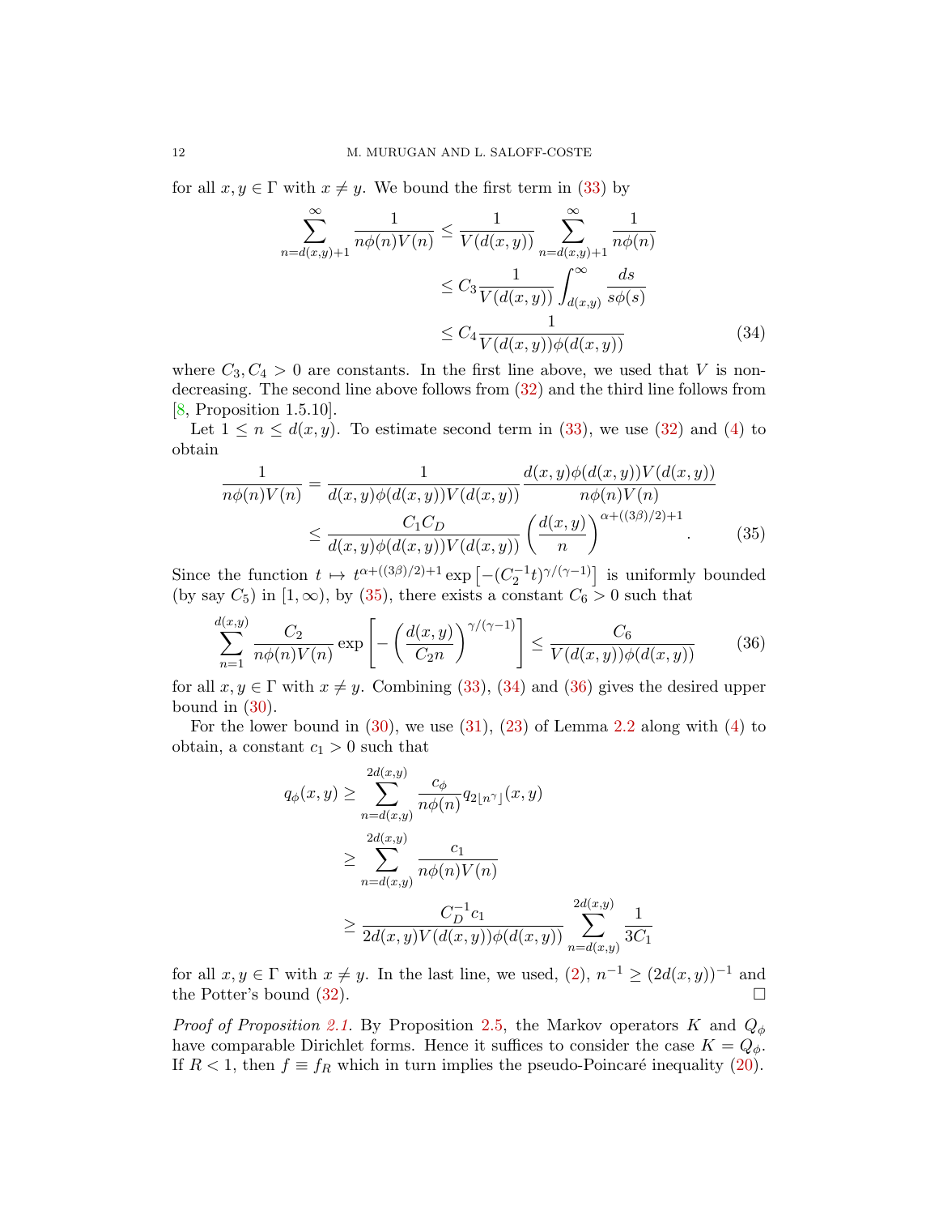for all $x, y \in \Gamma$ with $x \neq y$. We bound the first term in (33) by

$$
\begin{aligned}
\sum_{n=d(x,y)+1}^{\infty} \frac{1}{n\phi(n)V(n)} &\leq \frac{1}{V(d(x,y))} \sum_{n=d(x,y)+1}^{\infty} \frac{1}{n\phi(n)} \\
&\leq C_3 \frac{1}{V(d(x,y))} \int_{d(x,y)}^{\infty} \frac{ds}{s\phi(s)} \\
&\leq C_4 \frac{1}{V(d(x,y))\phi(d(x,y))} \qquad (34)
\end{aligned}
$$

where $C_3, C_4 > 0$ are constants. In the first line above, we used that $V$ is non-decreasing. The second line above follows from (32) and the third line follows from [8, Proposition 1.5.10].

Let $1 \leq n \leq d(x, y)$. To estimate second term in (33), we use (32) and (4) to obtain

$$
\begin{aligned}
\frac{1}{n\phi(n)V(n)} &= \frac{1}{d(x,y)\phi(d(x,y))V(d(x,y))} \frac{d(x,y)\phi(d(x,y))V(d(x,y))}{n\phi(n)V(n)} \\
&\leq \frac{C_1 C_D}{d(x,y)\phi(d(x,y))V(d(x,y))} \left(\frac{d(x,y)}{n}\right)^{\alpha+((3\beta)/2)+1}. \qquad (35)
\end{aligned}
$$

Since the function $t \mapsto t^{\alpha+((3\beta)/2)+1} \exp\left[-(C_2^{-1}t)^{\gamma/(\gamma-1)}\right]$ is uniformly bounded (by say $C_5$) in $[1, \infty)$, by (35), there exists a constant $C_6 > 0$ such that

$$
\sum_{n=1}^{d(x,y)} \frac{C_2}{n\phi(n)V(n)} \exp\left[-\left(\frac{d(x,y)}{C_2 n}\right)^{\gamma/(\gamma-1)}\right] \leq \frac{C_6}{V(d(x,y))\phi(d(x,y))} \qquad (36)
$$

for all $x, y \in \Gamma$ with $x \neq y$. Combining (33), (34) and (36) gives the desired upper bound in (30).

For the lower bound in (30), we use (31), (23) of Lemma 2.2 along with (4) to obtain, a constant $c_1 > 0$ such that

$$
\begin{aligned}
q_\phi(x,y) &\geq \sum_{n=d(x,y)}^{2d(x,y)} \frac{c_\phi}{n\phi(n)} q_{2\lfloor n^\gamma \rfloor}(x,y) \\
&\geq \sum_{n=d(x,y)}^{2d(x,y)} \frac{c_1}{n\phi(n)V(n)} \\
&\geq \frac{C_D^{-1} c_1}{2d(x,y)V(d(x,y))\phi(d(x,y))} \sum_{n=d(x,y)}^{2d(x,y)} \frac{1}{3C_1}
\end{aligned}
$$

for all $x, y \in \Gamma$ with $x \neq y$. In the last line, we used, (2), $n^{-1} \geq (2d(x,y))^{-1}$ and the Potter's bound (32). $\square$

*Proof of Proposition 2.1.* By Proposition 2.5, the Markov operators $K$ and $Q_\phi$ have comparable Dirichlet forms. Hence it suffices to consider the case $K = Q_\phi$. If $R < 1$, then $f \equiv f_R$ which in turn implies the pseudo-Poincaré inequality (20).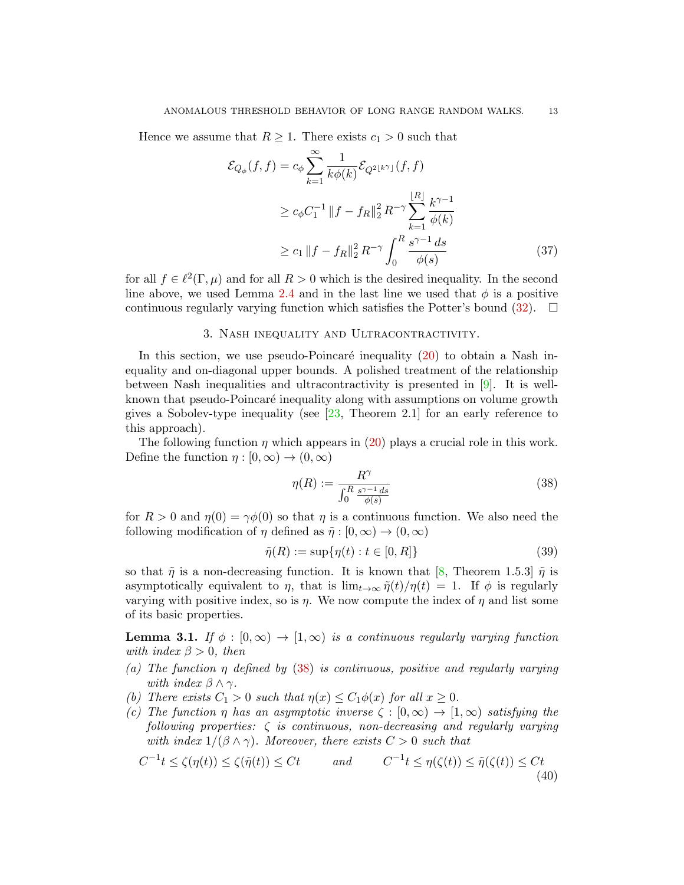Hence we assume that $R \geq 1$. There exists $c_1 > 0$ such that

$$\begin{aligned}
\mathcal{E}_{Q_\phi}(f,f) &= c_\phi \sum_{k=1}^{\infty} \frac{1}{k\phi(k)} \mathcal{E}_{Q^{2\lfloor k^\gamma \rfloor}}(f,f) \\
&\geq c_\phi C_1^{-1} \|f - f_R\|_2^2 \, R^{-\gamma} \sum_{k=1}^{\lfloor R \rfloor} \frac{k^{\gamma-1}}{\phi(k)} \\
&\geq c_1 \|f - f_R\|_2^2 \, R^{-\gamma} \int_0^R \frac{s^{\gamma-1}\, ds}{\phi(s)} 
\end{aligned} \tag{37}$$

for all $f \in \ell^2(\Gamma, \mu)$ and for all $R > 0$ which is the desired inequality. In the second line above, we used Lemma 2.4 and in the last line we used that $\phi$ is a positive continuous regularly varying function which satisfies the Potter's bound (32). $\square$

## 3. Nash inequality and Ultracontractivity.

In this section, we use pseudo-Poincaré inequality (20) to obtain a Nash inequality and on-diagonal upper bounds. A polished treatment of the relationship between Nash inequalities and ultracontractivity is presented in [9]. It is well-known that pseudo-Poincaré inequality along with assumptions on volume growth gives a Sobolev-type inequality (see [23, Theorem 2.1] for an early reference to this approach).

The following function $\eta$ which appears in (20) plays a crucial role in this work. Define the function $\eta : [0,\infty) \to (0,\infty)$

$$\eta(R) := \frac{R^\gamma}{\int_0^R \frac{s^{\gamma-1}\, ds}{\phi(s)}} \tag{38}$$

for $R > 0$ and $\eta(0) = \gamma\phi(0)$ so that $\eta$ is a continuous function. We also need the following modification of $\eta$ defined as $\tilde{\eta} : [0,\infty) \to (0,\infty)$

$$\tilde{\eta}(R) := \sup\{\eta(t) : t \in [0,R]\} \tag{39}$$

so that $\tilde{\eta}$ is a non-decreasing function. It is known that [8, Theorem 1.5.3] $\tilde{\eta}$ is asymptotically equivalent to $\eta$, that is $\lim_{t\to\infty} \tilde{\eta}(t)/\eta(t) = 1$. If $\phi$ is regularly varying with positive index, so is $\eta$. We now compute the index of $\eta$ and list some of its basic properties.

**Lemma 3.1.** *If $\phi : [0,\infty) \to [1,\infty)$ is a continuous regularly varying function with index $\beta > 0$, then*

*(a) The function $\eta$ defined by (38) is continuous, positive and regularly varying with index $\beta \wedge \gamma$.*

*(b) There exists $C_1 > 0$ such that $\eta(x) \leq C_1 \phi(x)$ for all $x \geq 0$.*

*(c) The function $\eta$ has an asymptotic inverse $\zeta : [0,\infty) \to [1,\infty)$ satisfying the following properties: $\zeta$ is continuous, non-decreasing and regularly varying with index $1/(\beta \wedge \gamma)$. Moreover, there exists $C > 0$ such that*

$$C^{-1} t \leq \zeta(\eta(t)) \leq \zeta(\tilde{\eta}(t)) \leq Ct \qquad \text{and} \qquad C^{-1} t \leq \eta(\zeta(t)) \leq \tilde{\eta}(\zeta(t)) \leq Ct \tag{40}$$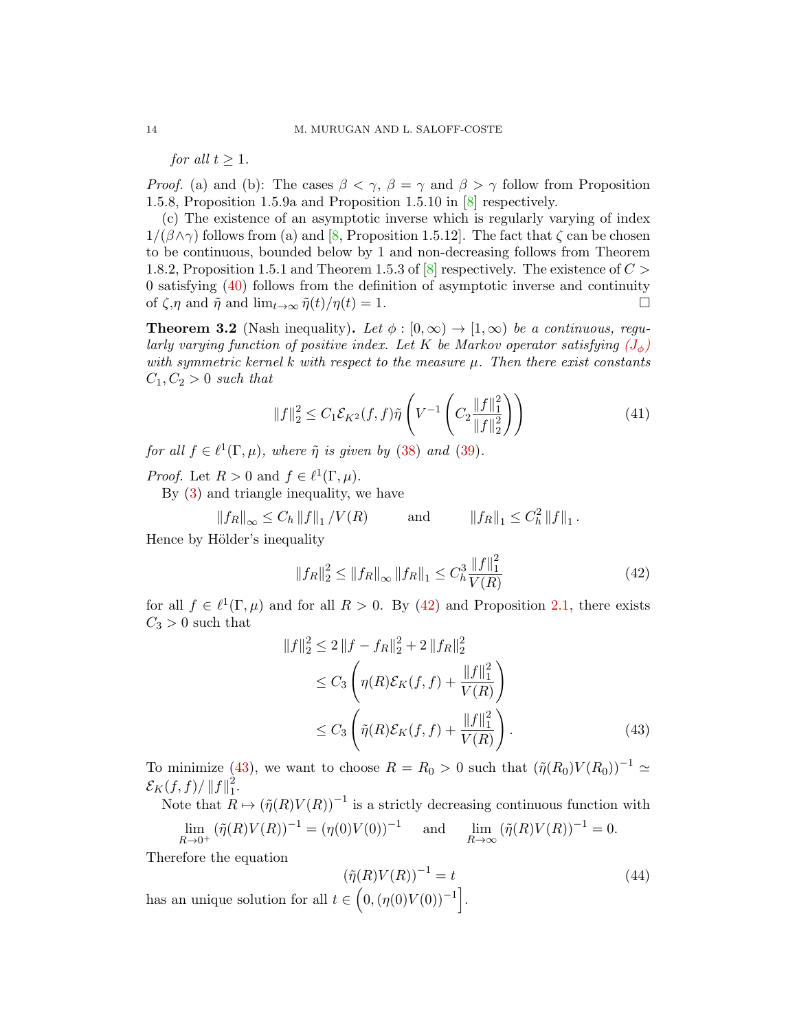*for all $t \ge 1$.*

*Proof.* (a) and (b): The cases $\beta < \gamma$, $\beta = \gamma$ and $\beta > \gamma$ follow from Proposition 1.5.8, Proposition 1.5.9a and Proposition 1.5.10 in [8] respectively.

(c) The existence of an asymptotic inverse which is regularly varying of index $1/(\beta \wedge \gamma)$ follows from (a) and [8, Proposition 1.5.12]. The fact that $\zeta$ can be chosen to be continuous, bounded below by 1 and non-decreasing follows from Theorem 1.8.2, Proposition 1.5.1 and Theorem 1.5.3 of [8] respectively. The existence of $C > 0$ satisfying (40) follows from the definition of asymptotic inverse and continuity of $\zeta$,$\eta$ and $\tilde{\eta}$ and $\lim_{t\to\infty} \tilde{\eta}(t)/\eta(t) = 1$. □

**Theorem 3.2** (Nash inequality)**.** *Let $\phi : [0,\infty) \to [1,\infty)$ be a continuous, regularly varying function of positive index. Let $K$ be Markov operator satisfying $(J_\phi)$ with symmetric kernel $k$ with respect to the measure $\mu$. Then there exist constants $C_1, C_2 > 0$ such that*

$$\|f\|_2^2 \le C_1 \mathcal{E}_{K^2}(f,f) \tilde{\eta}\left( V^{-1}\left( C_2 \frac{\|f\|_1^2}{\|f\|_2^2} \right) \right) \tag{41}$$

*for all $f \in \ell^1(\Gamma,\mu)$, where $\tilde{\eta}$ is given by (38) and (39).*

*Proof.* Let $R > 0$ and $f \in \ell^1(\Gamma,\mu)$.

By (3) and triangle inequality, we have

$$\|f_R\|_\infty \le C_h \|f\|_1 / V(R) \qquad \text{and} \qquad \|f_R\|_1 \le C_h^2 \|f\|_1 .$$

Hence by Hölder's inequality

$$\|f_R\|_2^2 \le \|f_R\|_\infty \|f_R\|_1 \le C_h^3 \frac{\|f\|_1^2}{V(R)} \tag{42}$$

for all $f \in \ell^1(\Gamma,\mu)$ and for all $R > 0$. By (42) and Proposition 2.1, there exists $C_3 > 0$ such that

$$\begin{aligned}
\|f\|_2^2 &\le 2\|f - f_R\|_2^2 + 2\|f_R\|_2^2 \\
&\le C_3 \left( \eta(R)\mathcal{E}_K(f,f) + \frac{\|f\|_1^2}{V(R)} \right) \\
&\le C_3 \left( \tilde{\eta}(R)\mathcal{E}_K(f,f) + \frac{\|f\|_1^2}{V(R)} \right).
\end{aligned} \tag{43}$$

To minimize (43), we want to choose $R = R_0 > 0$ such that $(\tilde{\eta}(R_0)V(R_0))^{-1} \simeq \mathcal{E}_K(f,f)/\|f\|_1^2$.

Note that $R \mapsto (\tilde{\eta}(R)V(R))^{-1}$ is a strictly decreasing continuous function with

$$\lim_{R\to 0^+} (\tilde{\eta}(R)V(R))^{-1} = (\eta(0)V(0))^{-1} \quad \text{and} \quad \lim_{R\to\infty} (\tilde{\eta}(R)V(R))^{-1} = 0.$$

Therefore the equation

$$(\tilde{\eta}(R)V(R))^{-1} = t \tag{44}$$

has an unique solution for all $t \in \left(0, (\eta(0)V(0))^{-1}\right]$.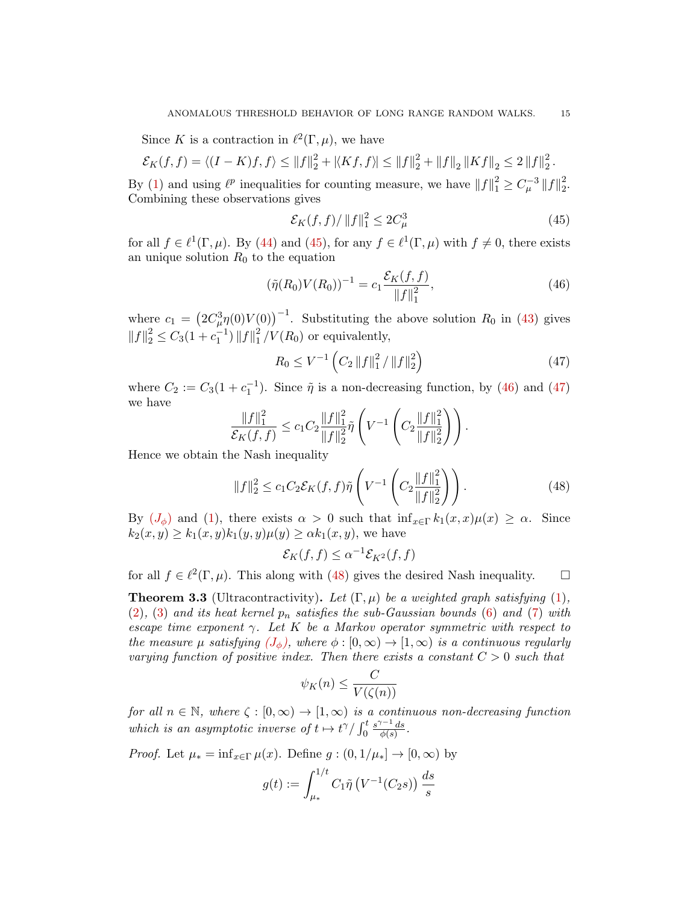Since $K$ is a contraction in $\ell^2(\Gamma,\mu)$, we have

$$\mathcal{E}_K(f,f) = \langle (I-K)f,f\rangle \le \|f\|_2^2 + |\langle Kf,f\rangle| \le \|f\|_2^2 + \|f\|_2 \|Kf\|_2 \le 2\|f\|_2^2.$$

By (1) and using $\ell^p$ inequalities for counting measure, we have $\|f\|_1^2 \ge C_\mu^{-3}\|f\|_2^2$. Combining these observations gives

$$\mathcal{E}_K(f,f)/\|f\|_1^2 \le 2C_\mu^3 \tag{45}$$

for all $f \in \ell^1(\Gamma,\mu)$. By (44) and (45), for any $f \in \ell^1(\Gamma,\mu)$ with $f \neq 0$, there exists an unique solution $R_0$ to the equation

$$(\tilde\eta(R_0)V(R_0))^{-1} = c_1 \frac{\mathcal{E}_K(f,f)}{\|f\|_1^2}, \tag{46}$$

where $c_1 = \left(2C_\mu^3\eta(0)V(0)\right)^{-1}$. Substituting the above solution $R_0$ in (43) gives $\|f\|_2^2 \le C_3(1+c_1^{-1})\|f\|_1^2/V(R_0)$ or equivalently,

$$R_0 \le V^{-1}\left(C_2\|f\|_1^2/\|f\|_2^2\right) \tag{47}$$

where $C_2 := C_3(1+c_1^{-1})$. Since $\tilde\eta$ is a non-decreasing function, by (46) and (47) we have

$$\frac{\|f\|_1^2}{\mathcal{E}_K(f,f)} \le c_1C_2\frac{\|f\|_1^2}{\|f\|_2^2}\tilde\eta\left(V^{-1}\left(C_2\frac{\|f\|_1^2}{\|f\|_2^2}\right)\right).$$

Hence we obtain the Nash inequality

$$\|f\|_2^2 \le c_1C_2\mathcal{E}_K(f,f)\tilde\eta\left(V^{-1}\left(C_2\frac{\|f\|_1^2}{\|f\|_2^2}\right)\right). \tag{48}$$

By $(J_\phi)$ and (1), there exists $\alpha > 0$ such that $\inf_{x\in\Gamma} k_1(x,x)\mu(x) \ge \alpha$. Since $k_2(x,y) \ge k_1(x,y)k_1(y,y)\mu(y) \ge \alpha k_1(x,y)$, we have

$$\mathcal{E}_K(f,f) \le \alpha^{-1}\mathcal{E}_{K^2}(f,f)$$

for all $f \in \ell^2(\Gamma,\mu)$. This along with (48) gives the desired Nash inequality. $\square$

**Theorem 3.3** (Ultracontractivity)**.** *Let $(\Gamma,\mu)$ be a weighted graph satisfying (1), (2), (3) and its heat kernel $p_n$ satisfies the sub-Gaussian bounds (6) and (7) with escape time exponent $\gamma$. Let $K$ be a Markov operator symmetric with respect to the measure $\mu$ satisfying $(J_\phi)$, where $\phi : [0,\infty) \to [1,\infty)$ is a continuous regularly varying function of positive index. Then there exists a constant $C > 0$ such that*

$$\psi_K(n) \le \frac{C}{V(\zeta(n))}$$

*for all $n \in \mathbb{N}$, where $\zeta : [0,\infty) \to [1,\infty)$ is a continuous non-decreasing function which is an asymptotic inverse of $t \mapsto t^\gamma/\int_0^t \frac{s^{\gamma-1}\,ds}{\phi(s)}$.*

*Proof.* Let $\mu_* = \inf_{x\in\Gamma}\mu(x)$. Define $g : (0, 1/\mu_*] \to [0,\infty)$ by

$$g(t) := \int_{\mu_*}^{1/t} C_1\tilde\eta\left(V^{-1}(C_2 s)\right)\frac{ds}{s}$$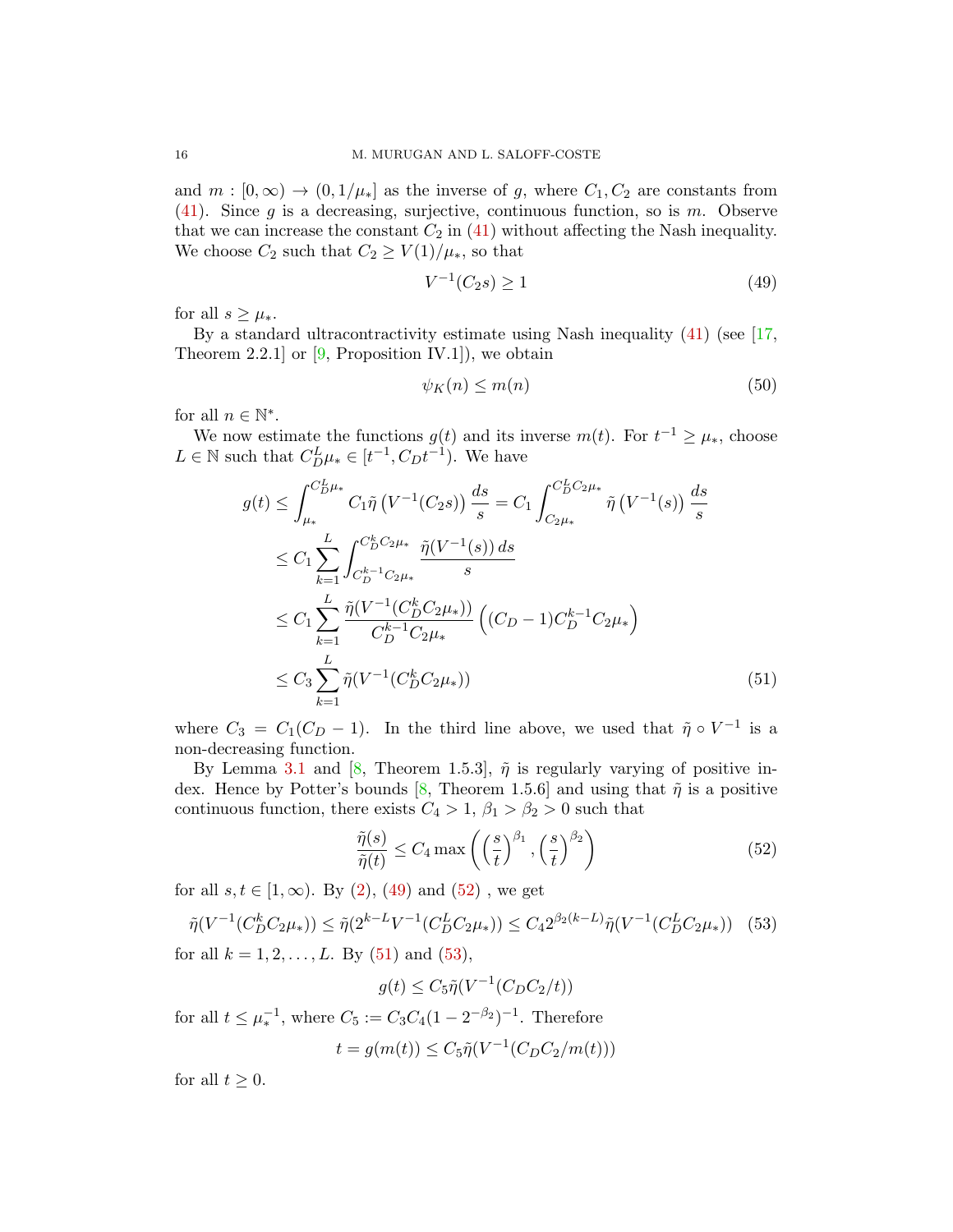and $m : [0,\infty) \to (0, 1/\mu_*]$ as the inverse of $g$, where $C_1, C_2$ are constants from (41). Since $g$ is a decreasing, surjective, continuous function, so is $m$. Observe that we can increase the constant $C_2$ in (41) without affecting the Nash inequality. We choose $C_2$ such that $C_2 \geq V(1)/\mu_*$, so that

$$V^{-1}(C_2 s) \geq 1 \tag{49}$$

for all $s \geq \mu_*$.

By a standard ultracontractivity estimate using Nash inequality (41) (see [17, Theorem 2.2.1] or [9, Proposition IV.1]), we obtain

$$\psi_K(n) \leq m(n) \tag{50}$$

for all $n \in \mathbb{N}^*$.

We now estimate the functions $g(t)$ and its inverse $m(t)$. For $t^{-1} \geq \mu_*$, choose $L \in \mathbb{N}$ such that $C_D^L \mu_* \in [t^{-1}, C_D t^{-1})$. We have

$$\begin{aligned}
g(t) &\leq \int_{\mu_*}^{C_D^L \mu_*} C_1 \tilde{\eta}\left(V^{-1}(C_2 s)\right) \frac{ds}{s} = C_1 \int_{C_2\mu_*}^{C_D^L C_2 \mu_*} \tilde{\eta}\left(V^{-1}(s)\right) \frac{ds}{s} \\
&\leq C_1 \sum_{k=1}^{L} \int_{C_D^{k-1} C_2 \mu_*}^{C_D^k C_2 \mu_*} \frac{\tilde{\eta}(V^{-1}(s))\, ds}{s} \\
&\leq C_1 \sum_{k=1}^{L} \frac{\tilde{\eta}(V^{-1}(C_D^k C_2 \mu_*))}{C_D^{k-1} C_2 \mu_*} \left( (C_D - 1) C_D^{k-1} C_2 \mu_* \right) \\
&\leq C_3 \sum_{k=1}^{L} \tilde{\eta}(V^{-1}(C_D^k C_2 \mu_*))
\end{aligned} \tag{51}$$

where $C_3 = C_1(C_D - 1)$. In the third line above, we used that $\tilde{\eta} \circ V^{-1}$ is a non-decreasing function.

By Lemma 3.1 and [8, Theorem 1.5.3], $\tilde{\eta}$ is regularly varying of positive index. Hence by Potter's bounds [8, Theorem 1.5.6] and using that $\tilde{\eta}$ is a positive continuous function, there exists $C_4 > 1$, $\beta_1 > \beta_2 > 0$ such that

$$\frac{\tilde{\eta}(s)}{\tilde{\eta}(t)} \leq C_4 \max\left( \left(\frac{s}{t}\right)^{\beta_1}, \left(\frac{s}{t}\right)^{\beta_2} \right) \tag{52}$$

for all $s, t \in [1, \infty)$. By (2), (49) and (52) , we get

$$\tilde{\eta}(V^{-1}(C_D^k C_2 \mu_*)) \leq \tilde{\eta}(2^{k-L} V^{-1}(C_D^L C_2 \mu_*)) \leq C_4 2^{\beta_2 (k-L)} \tilde{\eta}(V^{-1}(C_D^L C_2 \mu_*)) \tag{53}$$

for all $k = 1, 2, \ldots, L$. By (51) and (53),

$$g(t) \leq C_5 \tilde{\eta}(V^{-1}(C_D C_2 / t))$$

for all $t \leq \mu_*^{-1}$, where $C_5 := C_3 C_4 (1 - 2^{-\beta_2})^{-1}$. Therefore

$$t = g(m(t)) \leq C_5 \tilde{\eta}(V^{-1}(C_D C_2 / m(t)))$$

for all $t \geq 0$.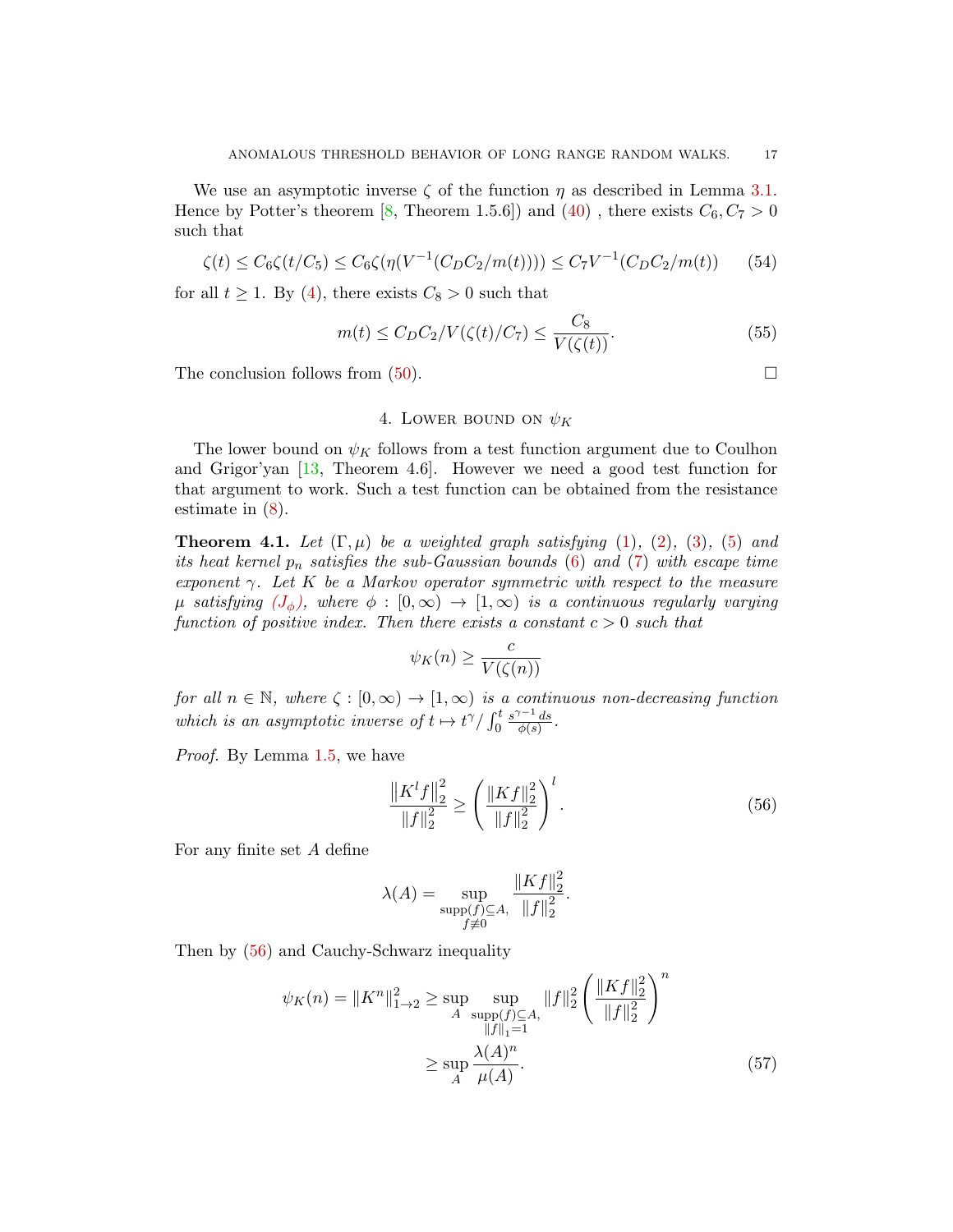We use an asymptotic inverse $\zeta$ of the function $\eta$ as described in Lemma 3.1. Hence by Potter's theorem [8, Theorem 1.5.6]) and (40) , there exists $C_6, C_7 > 0$ such that

$$\zeta(t) \le C_6 \zeta(t/C_5) \le C_6 \zeta(\eta(V^{-1}(C_D C_2/m(t)))) \le C_7 V^{-1}(C_D C_2/m(t)) \tag{54}$$

for all $t \ge 1$. By (4), there exists $C_8 > 0$ such that

$$m(t) \le C_D C_2 / V(\zeta(t)/C_7) \le \frac{C_8}{V(\zeta(t))}. \tag{55}$$

The conclusion follows from (50). $\square$

## 4. Lower bound on $\psi_K$

The lower bound on $\psi_K$ follows from a test function argument due to Coulhon and Grigor'yan [13, Theorem 4.6]. However we need a good test function for that argument to work. Such a test function can be obtained from the resistance estimate in (8).

**Theorem 4.1.** *Let $(\Gamma, \mu)$ be a weighted graph satisfying (1), (2), (3), (5) and its heat kernel $p_n$ satisfies the sub-Gaussian bounds (6) and (7) with escape time exponent $\gamma$. Let $K$ be a Markov operator symmetric with respect to the measure $\mu$ satisfying $(J_\phi)$, where $\phi : [0,\infty) \to [1,\infty)$ is a continuous regularly varying function of positive index. Then there exists a constant $c > 0$ such that*

$$\psi_K(n) \ge \frac{c}{V(\zeta(n))}$$

*for all $n \in \mathbb{N}$, where $\zeta : [0,\infty) \to [1,\infty)$ is a continuous non-decreasing function which is an asymptotic inverse of $t \mapsto t^\gamma / \int_0^t \frac{s^{\gamma-1}\,ds}{\phi(s)}$.*

*Proof.* By Lemma 1.5, we have

$$\frac{\left\| K^l f \right\|_2^2}{\|f\|_2^2} \ge \left( \frac{\|Kf\|_2^2}{\|f\|_2^2} \right)^l. \tag{56}$$

For any finite set $A$ define

$$\lambda(A) = \sup_{\substack{\operatorname{supp}(f) \subseteq A, \\ f \not\equiv 0}} \frac{\|Kf\|_2^2}{\|f\|_2^2}.$$

Then by (56) and Cauchy-Schwarz inequality

$$\begin{aligned}
\psi_K(n) = \|K^n\|_{1\to 2}^2 &\ge \sup_A \sup_{\substack{\operatorname{supp}(f) \subseteq A, \\ \|f\|_1 = 1}} \|f\|_2^2 \left( \frac{\|Kf\|_2^2}{\|f\|_2^2} \right)^n \\
&\ge \sup_A \frac{\lambda(A)^n}{\mu(A)}.
\end{aligned} \tag{57}$$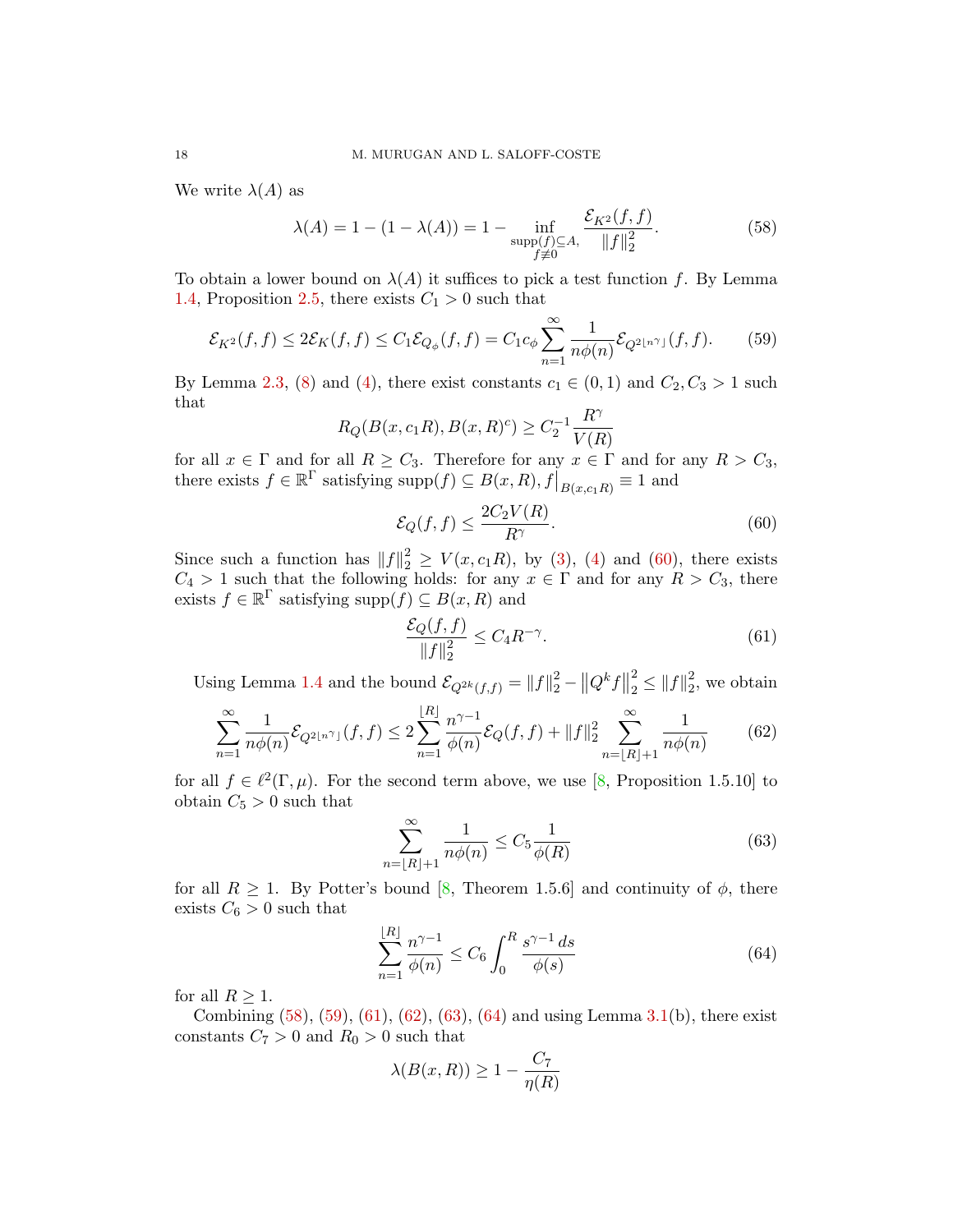We write $\lambda(A)$ as

$$\lambda(A) = 1 - (1-\lambda(A)) = 1 - \inf_{\substack{\operatorname{supp}(f)\subseteq A,\\ f\not\equiv 0}} \frac{\mathcal{E}_{K^2}(f,f)}{\|f\|_2^2}. \tag{58}$$

To obtain a lower bound on $\lambda(A)$ it suffices to pick a test function $f$. By Lemma 1.4, Proposition 2.5, there exists $C_1 > 0$ such that

$$\mathcal{E}_{K^2}(f,f) \le 2\mathcal{E}_K(f,f) \le C_1 \mathcal{E}_{Q_\phi}(f,f) = C_1 c_\phi \sum_{n=1}^\infty \frac{1}{n\phi(n)} \mathcal{E}_{Q^{2\lfloor n^\gamma \rfloor}}(f,f). \tag{59}$$

By Lemma 2.3, (8) and (4), there exist constants $c_1 \in (0,1)$ and $C_2, C_3 > 1$ such that

$$R_Q(B(x,c_1R), B(x,R)^c) \ge C_2^{-1} \frac{R^\gamma}{V(R)}$$

for all $x \in \Gamma$ and for all $R \ge C_3$. Therefore for any $x \in \Gamma$ and for any $R > C_3$, there exists $f \in \mathbb{R}^\Gamma$ satisfying $\operatorname{supp}(f) \subseteq B(x,R), f\big|_{B(x,c_1R)} \equiv 1$ and

$$\mathcal{E}_Q(f,f) \le \frac{2C_2 V(R)}{R^\gamma}. \tag{60}$$

Since such a function has $\|f\|_2^2 \ge V(x, c_1 R)$, by (3), (4) and (60), there exists $C_4 > 1$ such that the following holds: for any $x \in \Gamma$ and for any $R > C_3$, there exists $f \in \mathbb{R}^\Gamma$ satisfying $\operatorname{supp}(f) \subseteq B(x,R)$ and

$$\frac{\mathcal{E}_Q(f,f)}{\|f\|_2^2} \le C_4 R^{-\gamma}. \tag{61}$$

Using Lemma 1.4 and the bound $\mathcal{E}_{Q^{2k}(f,f)} = \|f\|_2^2 - \left\|Q^k f\right\|_2^2 \le \|f\|_2^2$, we obtain

$$\sum_{n=1}^\infty \frac{1}{n\phi(n)} \mathcal{E}_{Q^{2\lfloor n^\gamma \rfloor}}(f,f) \le 2 \sum_{n=1}^{\lfloor R \rfloor} \frac{n^{\gamma-1}}{\phi(n)} \mathcal{E}_Q(f,f) + \|f\|_2^2 \sum_{n=\lfloor R \rfloor + 1}^\infty \frac{1}{n\phi(n)} \tag{62}$$

for all $f \in \ell^2(\Gamma,\mu)$. For the second term above, we use [8, Proposition 1.5.10] to obtain $C_5 > 0$ such that

$$\sum_{n=\lfloor R \rfloor + 1}^\infty \frac{1}{n\phi(n)} \le C_5 \frac{1}{\phi(R)} \tag{63}$$

for all $R \ge 1$. By Potter's bound [8, Theorem 1.5.6] and continuity of $\phi$, there exists $C_6 > 0$ such that

$$\sum_{n=1}^{\lfloor R \rfloor} \frac{n^{\gamma-1}}{\phi(n)} \le C_6 \int_0^R \frac{s^{\gamma-1}\, ds}{\phi(s)} \tag{64}$$

for all $R \ge 1$.

Combining (58), (59), (61), (62), (63), (64) and using Lemma 3.1(b), there exist constants $C_7 > 0$ and $R_0 > 0$ such that

$$\lambda(B(x,R)) \ge 1 - \frac{C_7}{\eta(R)}$$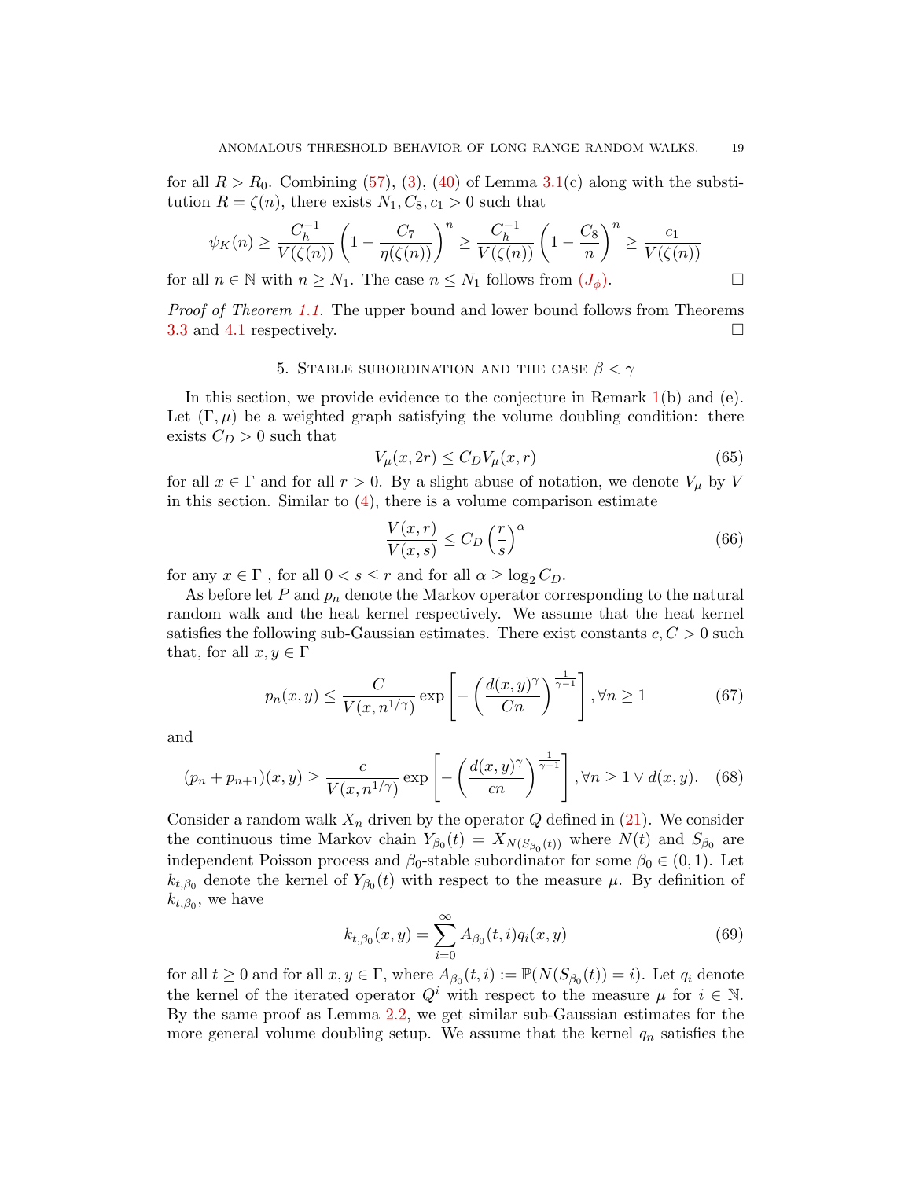for all $R > R_0$. Combining (57), (3), (40) of Lemma 3.1(c) along with the substitution $R = \zeta(n)$, there exists $N_1, C_8, c_1 > 0$ such that

$$\psi_K(n) \geq \frac{C_h^{-1}}{V(\zeta(n))}\left(1 - \frac{C_7}{\eta(\zeta(n))}\right)^n \geq \frac{C_h^{-1}}{V(\zeta(n))}\left(1 - \frac{C_8}{n}\right)^n \geq \frac{c_1}{V(\zeta(n))}$$

for all $n \in \mathbb{N}$ with $n \geq N_1$. The case $n \leq N_1$ follows from $(J_\phi)$. □

*Proof of Theorem 1.1.* The upper bound and lower bound follows from Theorems 3.3 and 4.1 respectively. □

## 5. Stable subordination and the case $\beta < \gamma$

In this section, we provide evidence to the conjecture in Remark 1(b) and (e). Let $(\Gamma, \mu)$ be a weighted graph satisfying the volume doubling condition: there exists $C_D > 0$ such that

$$V_\mu(x, 2r) \leq C_D V_\mu(x, r) \tag{65}$$

for all $x \in \Gamma$ and for all $r > 0$. By a slight abuse of notation, we denote $V_\mu$ by $V$ in this section. Similar to (4), there is a volume comparison estimate

$$\frac{V(x,r)}{V(x,s)} \leq C_D \left(\frac{r}{s}\right)^\alpha \tag{66}$$

for any $x \in \Gamma$ , for all $0 < s \leq r$ and for all $\alpha \geq \log_2 C_D$.

As before let $P$ and $p_n$ denote the Markov operator corresponding to the natural random walk and the heat kernel respectively. We assume that the heat kernel satisfies the following sub-Gaussian estimates. There exist constants $c, C > 0$ such that, for all $x, y \in \Gamma$

$$p_n(x,y) \leq \frac{C}{V(x, n^{1/\gamma})} \exp\left[-\left(\frac{d(x,y)^\gamma}{Cn}\right)^{\frac{1}{\gamma-1}}\right], \forall n \geq 1 \tag{67}$$

and

$$(p_n + p_{n+1})(x,y) \geq \frac{c}{V(x, n^{1/\gamma})} \exp\left[-\left(\frac{d(x,y)^\gamma}{cn}\right)^{\frac{1}{\gamma-1}}\right], \forall n \geq 1 \vee d(x,y). \tag{68}$$

Consider a random walk $X_n$ driven by the operator $Q$ defined in (21). We consider the continuous time Markov chain $Y_{\beta_0}(t) = X_{N(S_{\beta_0}(t))}$ where $N(t)$ and $S_{\beta_0}$ are independent Poisson process and $\beta_0$-stable subordinator for some $\beta_0 \in (0,1)$. Let $k_{t,\beta_0}$ denote the kernel of $Y_{\beta_0}(t)$ with respect to the measure $\mu$. By definition of $k_{t,\beta_0}$, we have

$$k_{t,\beta_0}(x,y) = \sum_{i=0}^{\infty} A_{\beta_0}(t,i) q_i(x,y) \tag{69}$$

for all $t \geq 0$ and for all $x, y \in \Gamma$, where $A_{\beta_0}(t,i) := \mathbb{P}(N(S_{\beta_0}(t)) = i)$. Let $q_i$ denote the kernel of the iterated operator $Q^i$ with respect to the measure $\mu$ for $i \in \mathbb{N}$. By the same proof as Lemma 2.2, we get similar sub-Gaussian estimates for the more general volume doubling setup. We assume that the kernel $q_n$ satisfies the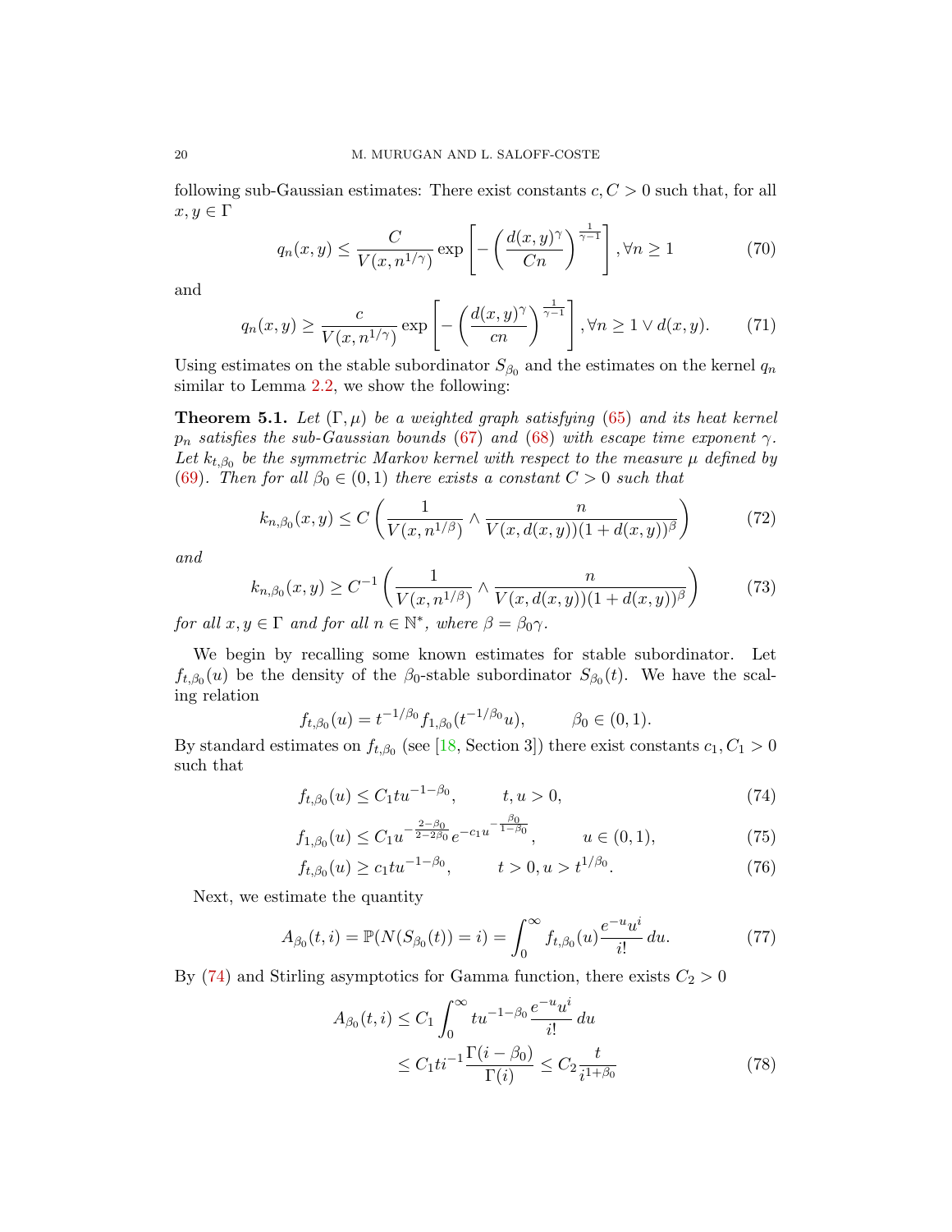following sub-Gaussian estimates: There exist constants $c, C > 0$ such that, for all $x, y \in \Gamma$

$$q_n(x,y) \le \frac{C}{V(x, n^{1/\gamma})} \exp\left[-\left(\frac{d(x,y)^\gamma}{Cn}\right)^{\frac{1}{\gamma-1}}\right], \forall n \ge 1 \tag{70}$$

and

$$q_n(x,y) \ge \frac{c}{V(x, n^{1/\gamma})} \exp\left[-\left(\frac{d(x,y)^\gamma}{cn}\right)^{\frac{1}{\gamma-1}}\right], \forall n \ge 1 \vee d(x,y). \tag{71}$$

Using estimates on the stable subordinator $S_{\beta_0}$ and the estimates on the kernel $q_n$ similar to Lemma 2.2, we show the following:

**Theorem 5.1.** *Let $(\Gamma, \mu)$ be a weighted graph satisfying (65) and its heat kernel $p_n$ satisfies the sub-Gaussian bounds (67) and (68) with escape time exponent $\gamma$. Let $k_{t,\beta_0}$ be the symmetric Markov kernel with respect to the measure $\mu$ defined by (69). Then for all $\beta_0 \in (0,1)$ there exists a constant $C > 0$ such that*

$$k_{n,\beta_0}(x,y) \le C\left(\frac{1}{V(x,n^{1/\beta})} \wedge \frac{n}{V(x,d(x,y))(1+d(x,y))^\beta}\right) \tag{72}$$

*and*

$$k_{n,\beta_0}(x,y) \ge C^{-1}\left(\frac{1}{V(x,n^{1/\beta})} \wedge \frac{n}{V(x,d(x,y))(1+d(x,y))^\beta}\right) \tag{73}$$

*for all $x, y \in \Gamma$ and for all $n \in \mathbb{N}^*$, where $\beta = \beta_0\gamma$.*

We begin by recalling some known estimates for stable subordinator. Let $f_{t,\beta_0}(u)$ be the density of the $\beta_0$-stable subordinator $S_{\beta_0}(t)$. We have the scaling relation

$$f_{t,\beta_0}(u) = t^{-1/\beta_0} f_{1,\beta_0}(t^{-1/\beta_0}u), \qquad \beta_0 \in (0,1).$$

By standard estimates on $f_{t,\beta_0}$ (see [18, Section 3]) there exist constants $c_1, C_1 > 0$ such that

$$f_{t,\beta_0}(u) \le C_1 t u^{-1-\beta_0}, \qquad t, u > 0, \tag{74}$$

$$f_{1,\beta_0}(u) \le C_1 u^{-\frac{2-\beta_0}{2-2\beta_0}} e^{-c_1 u^{-\frac{\beta_0}{1-\beta_0}}}, \qquad u \in (0,1), \tag{75}$$

$$f_{t,\beta_0}(u) \ge c_1 t u^{-1-\beta_0}, \qquad t > 0, u > t^{1/\beta_0}. \tag{76}$$

Next, we estimate the quantity

$$A_{\beta_0}(t,i) = \mathbb{P}(N(S_{\beta_0}(t)) = i) = \int_0^\infty f_{t,\beta_0}(u) \frac{e^{-u}u^i}{i!}\, du. \tag{77}$$

By (74) and Stirling asymptotics for Gamma function, there exists $C_2 > 0$

$$\begin{aligned} A_{\beta_0}(t,i) &\le C_1 \int_0^\infty t u^{-1-\beta_0} \frac{e^{-u}u^i}{i!}\, du \\ &\le C_1 t i^{-1} \frac{\Gamma(i-\beta_0)}{\Gamma(i)} \le C_2 \frac{t}{i^{1+\beta_0}} \end{aligned} \tag{78}$$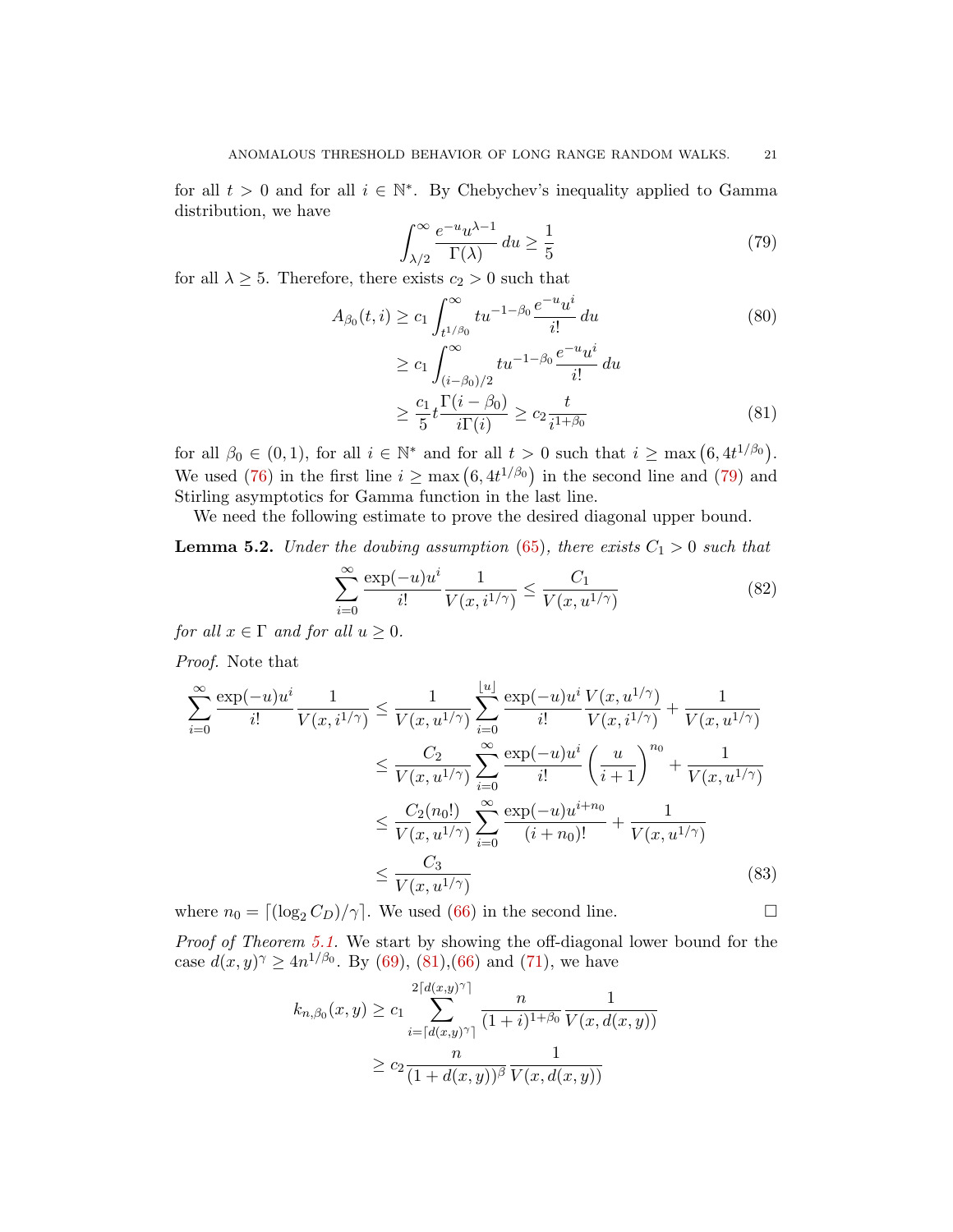for all $t > 0$ and for all $i \in \mathbb{N}^*$. By Chebychev's inequality applied to Gamma distribution, we have

$$\int_{\lambda/2}^{\infty} \frac{e^{-u} u^{\lambda-1}}{\Gamma(\lambda)}\, du \geq \frac{1}{5} \tag{79}$$

for all $\lambda \geq 5$. Therefore, there exists $c_2 > 0$ such that

$$\begin{aligned}
A_{\beta_0}(t,i) &\geq c_1 \int_{t^{1/\beta_0}}^{\infty} t u^{-1-\beta_0} \frac{e^{-u} u^i}{i!}\, du &(80)\\
&\geq c_1 \int_{(i-\beta_0)/2}^{\infty} t u^{-1-\beta_0} \frac{e^{-u} u^i}{i!}\, du \\
&\geq \frac{c_1}{5} t \frac{\Gamma(i-\beta_0)}{i\Gamma(i)} \geq c_2 \frac{t}{i^{1+\beta_0}} &(81)
\end{aligned}$$

for all $\beta_0 \in (0,1)$, for all $i \in \mathbb{N}^*$ and for all $t > 0$ such that $i \geq \max\left(6, 4t^{1/\beta_0}\right)$. We used (76) in the first line $i \geq \max\left(6, 4t^{1/\beta_0}\right)$ in the second line and (79) and Stirling asymptotics for Gamma function in the last line.

We need the following estimate to prove the desired diagonal upper bound.

**Lemma 5.2.** *Under the doubing assumption (65), there exists $C_1 > 0$ such that*

$$\sum_{i=0}^{\infty} \frac{\exp(-u) u^i}{i!} \frac{1}{V(x, i^{1/\gamma})} \leq \frac{C_1}{V(x, u^{1/\gamma})} \tag{82}$$

*for all $x \in \Gamma$ and for all $u \geq 0$.*

*Proof.* Note that

$$\begin{aligned}
\sum_{i=0}^{\infty} \frac{\exp(-u) u^i}{i!} \frac{1}{V(x, i^{1/\gamma})} &\leq \frac{1}{V(x, u^{1/\gamma})} \sum_{i=0}^{\lfloor u \rfloor} \frac{\exp(-u) u^i}{i!} \frac{V(x, u^{1/\gamma})}{V(x, i^{1/\gamma})} + \frac{1}{V(x, u^{1/\gamma})} \\
&\leq \frac{C_2}{V(x, u^{1/\gamma})} \sum_{i=0}^{\infty} \frac{\exp(-u) u^i}{i!} \left(\frac{u}{i+1}\right)^{n_0} + \frac{1}{V(x, u^{1/\gamma})} \\
&\leq \frac{C_2 (n_0!)}{V(x, u^{1/\gamma})} \sum_{i=0}^{\infty} \frac{\exp(-u) u^{i+n_0}}{(i+n_0)!} + \frac{1}{V(x, u^{1/\gamma})} \\
&\leq \frac{C_3}{V(x, u^{1/\gamma})} &(83)
\end{aligned}$$

where $n_0 = \lceil (\log_2 C_D)/\gamma \rceil$. We used (66) in the second line. $\square$

*Proof of Theorem 5.1.* We start by showing the off-diagonal lower bound for the case $d(x,y)^\gamma \geq 4n^{1/\beta_0}$. By (69), (81),(66) and (71), we have

$$\begin{aligned}
k_{n,\beta_0}(x,y) &\geq c_1 \sum_{i=\lceil d(x,y)^\gamma \rceil}^{2\lceil d(x,y)^\gamma \rceil} \frac{n}{(1+i)^{1+\beta_0}} \frac{1}{V(x, d(x,y))} \\
&\geq c_2 \frac{n}{(1+d(x,y))^\beta} \frac{1}{V(x, d(x,y))}
\end{aligned}$$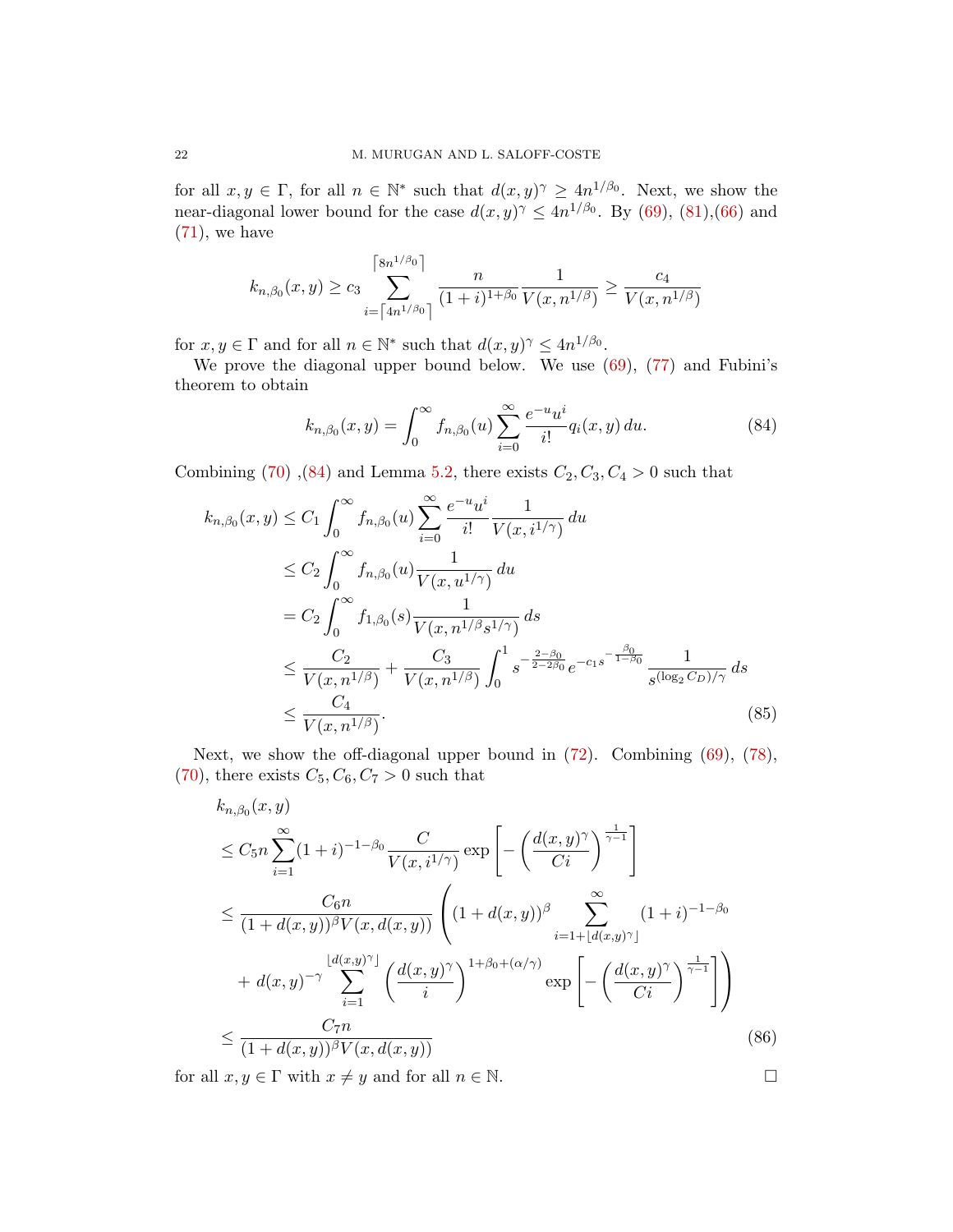for all $x, y \in \Gamma$, for all $n \in \mathbb{N}^*$ such that $d(x,y)^\gamma \geq 4n^{1/\beta_0}$. Next, we show the near-diagonal lower bound for the case $d(x,y)^\gamma \leq 4n^{1/\beta_0}$. By (69), (81),(66) and (71), we have

$$k_{n,\beta_0}(x,y) \geq c_3 \sum_{i=\lceil 4n^{1/\beta_0}\rceil}^{\lceil 8n^{1/\beta_0}\rceil} \frac{n}{(1+i)^{1+\beta_0}} \frac{1}{V(x,n^{1/\beta})} \geq \frac{c_4}{V(x,n^{1/\beta})}$$

for $x, y \in \Gamma$ and for all $n \in \mathbb{N}^*$ such that $d(x,y)^\gamma \leq 4n^{1/\beta_0}$.

We prove the diagonal upper bound below. We use (69), (77) and Fubini's theorem to obtain

$$k_{n,\beta_0}(x,y) = \int_0^\infty f_{n,\beta_0}(u) \sum_{i=0}^\infty \frac{e^{-u}u^i}{i!} q_i(x,y)\, du. \tag{84}$$

Combining (70) ,(84) and Lemma 5.2, there exists $C_2, C_3, C_4 > 0$ such that

$$\begin{aligned}
k_{n,\beta_0}(x,y) &\leq C_1 \int_0^\infty f_{n,\beta_0}(u) \sum_{i=0}^\infty \frac{e^{-u}u^i}{i!} \frac{1}{V(x,i^{1/\gamma})}\, du \\
&\leq C_2 \int_0^\infty f_{n,\beta_0}(u) \frac{1}{V(x,u^{1/\gamma})}\, du \\
&= C_2 \int_0^\infty f_{1,\beta_0}(s) \frac{1}{V(x,n^{1/\beta}s^{1/\gamma})}\, ds \\
&\leq \frac{C_2}{V(x,n^{1/\beta})} + \frac{C_3}{V(x,n^{1/\beta})} \int_0^1 s^{-\frac{2-\beta_0}{2-2\beta_0}} e^{-c_1 s^{-\frac{\beta_0}{1-\beta_0}}} \frac{1}{s^{(\log_2 C_D)/\gamma}}\, ds \\
&\leq \frac{C_4}{V(x,n^{1/\beta})}.
\end{aligned} \tag{85}$$

Next, we show the off-diagonal upper bound in (72). Combining (69), (78), (70), there exists $C_5, C_6, C_7 > 0$ such that

$$\begin{aligned}
&k_{n,\beta_0}(x,y) \\
&\leq C_5 n \sum_{i=1}^\infty (1+i)^{-1-\beta_0} \frac{C}{V(x,i^{1/\gamma})} \exp\left[-\left(\frac{d(x,y)^\gamma}{Ci}\right)^{\frac{1}{\gamma-1}}\right] \\
&\leq \frac{C_6 n}{(1+d(x,y))^\beta V(x,d(x,y))} \left( (1+d(x,y))^\beta \sum_{i=1+\lfloor d(x,y)^\gamma \rfloor}^\infty (1+i)^{-1-\beta_0} \right. \\
&\quad \left. + d(x,y)^{-\gamma} \sum_{i=1}^{\lfloor d(x,y)^\gamma \rfloor} \left(\frac{d(x,y)^\gamma}{i}\right)^{1+\beta_0+(\alpha/\gamma)} \exp\left[-\left(\frac{d(x,y)^\gamma}{Ci}\right)^{\frac{1}{\gamma-1}}\right] \right) \\
&\leq \frac{C_7 n}{(1+d(x,y))^\beta V(x,d(x,y))}
\end{aligned} \tag{86}$$

for all $x, y \in \Gamma$ with $x \neq y$ and for all $n \in \mathbb{N}$. □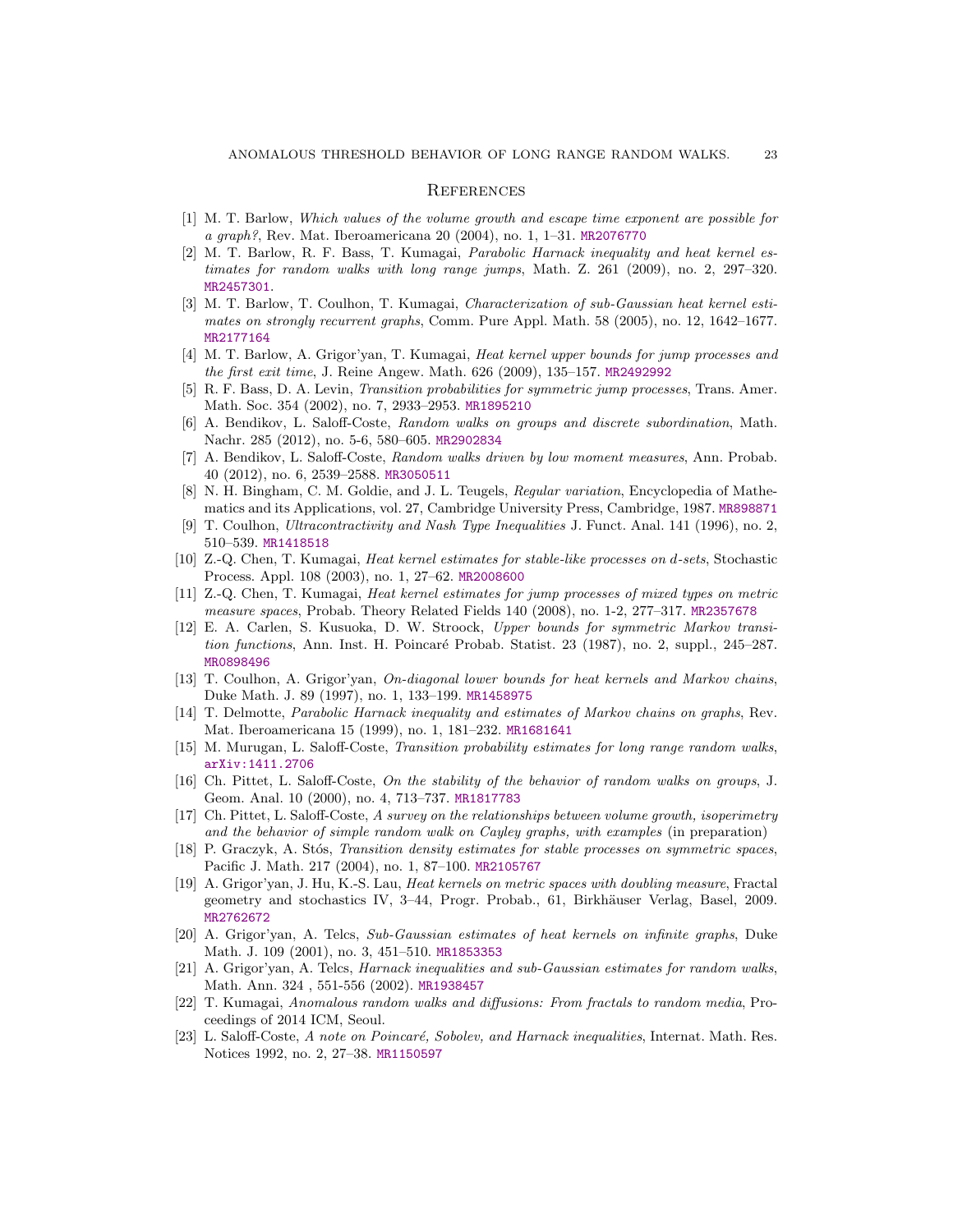## References

[1] M. T. Barlow, *Which values of the volume growth and escape time exponent are possible for a graph?*, Rev. Mat. Iberoamericana 20 (2004), no. 1, 1–31. MR2076770

[2] M. T. Barlow, R. F. Bass, T. Kumagai, *Parabolic Harnack inequality and heat kernel estimates for random walks with long range jumps*, Math. Z. 261 (2009), no. 2, 297–320. MR2457301.

[3] M. T. Barlow, T. Coulhon, T. Kumagai, *Characterization of sub-Gaussian heat kernel estimates on strongly recurrent graphs*, Comm. Pure Appl. Math. 58 (2005), no. 12, 1642–1677. MR2177164

[4] M. T. Barlow, A. Grigor'yan, T. Kumagai, *Heat kernel upper bounds for jump processes and the first exit time*, J. Reine Angew. Math. 626 (2009), 135–157. MR2492992

[5] R. F. Bass, D. A. Levin, *Transition probabilities for symmetric jump processes*, Trans. Amer. Math. Soc. 354 (2002), no. 7, 2933–2953. MR1895210

[6] A. Bendikov, L. Saloff-Coste, *Random walks on groups and discrete subordination*, Math. Nachr. 285 (2012), no. 5-6, 580–605. MR2902834

[7] A. Bendikov, L. Saloff-Coste, *Random walks driven by low moment measures*, Ann. Probab. 40 (2012), no. 6, 2539–2588. MR3050511

[8] N. H. Bingham, C. M. Goldie, and J. L. Teugels, *Regular variation*, Encyclopedia of Mathematics and its Applications, vol. 27, Cambridge University Press, Cambridge, 1987. MR898871

[9] T. Coulhon, *Ultracontractivity and Nash Type Inequalities* J. Funct. Anal. 141 (1996), no. 2, 510–539. MR1418518

[10] Z.-Q. Chen, T. Kumagai, *Heat kernel estimates for stable-like processes on $d$-sets*, Stochastic Process. Appl. 108 (2003), no. 1, 27–62. MR2008600

[11] Z.-Q. Chen, T. Kumagai, *Heat kernel estimates for jump processes of mixed types on metric measure spaces*, Probab. Theory Related Fields 140 (2008), no. 1-2, 277–317. MR2357678

[12] E. A. Carlen, S. Kusuoka, D. W. Stroock, *Upper bounds for symmetric Markov transition functions*, Ann. Inst. H. Poincaré Probab. Statist. 23 (1987), no. 2, suppl., 245–287. MR0898496

[13] T. Coulhon, A. Grigor'yan, *On-diagonal lower bounds for heat kernels and Markov chains*, Duke Math. J. 89 (1997), no. 1, 133–199. MR1458975

[14] T. Delmotte, *Parabolic Harnack inequality and estimates of Markov chains on graphs*, Rev. Mat. Iberoamericana 15 (1999), no. 1, 181–232. MR1681641

[15] M. Murugan, L. Saloff-Coste, *Transition probability estimates for long range random walks*, arXiv:1411.2706

[16] Ch. Pittet, L. Saloff-Coste, *On the stability of the behavior of random walks on groups*, J. Geom. Anal. 10 (2000), no. 4, 713–737. MR1817783

[17] Ch. Pittet, L. Saloff-Coste, *A survey on the relationships between volume growth, isoperimetry and the behavior of simple random walk on Cayley graphs, with examples* (in preparation)

[18] P. Graczyk, A. Stós, *Transition density estimates for stable processes on symmetric spaces*, Pacific J. Math. 217 (2004), no. 1, 87–100. MR2105767

[19] A. Grigor'yan, J. Hu, K.-S. Lau, *Heat kernels on metric spaces with doubling measure*, Fractal geometry and stochastics IV, 3–44, Progr. Probab., 61, Birkhäuser Verlag, Basel, 2009. MR2762672

[20] A. Grigor'yan, A. Telcs, *Sub-Gaussian estimates of heat kernels on infinite graphs*, Duke Math. J. 109 (2001), no. 3, 451–510. MR1853353

[21] A. Grigor'yan, A. Telcs, *Harnack inequalities and sub-Gaussian estimates for random walks*, Math. Ann. 324 , 551-556 (2002). MR1938457

[22] T. Kumagai, *Anomalous random walks and diffusions: From fractals to random media*, Proceedings of 2014 ICM, Seoul.

[23] L. Saloff-Coste, *A note on Poincaré, Sobolev, and Harnack inequalities*, Internat. Math. Res. Notices 1992, no. 2, 27–38. MR1150597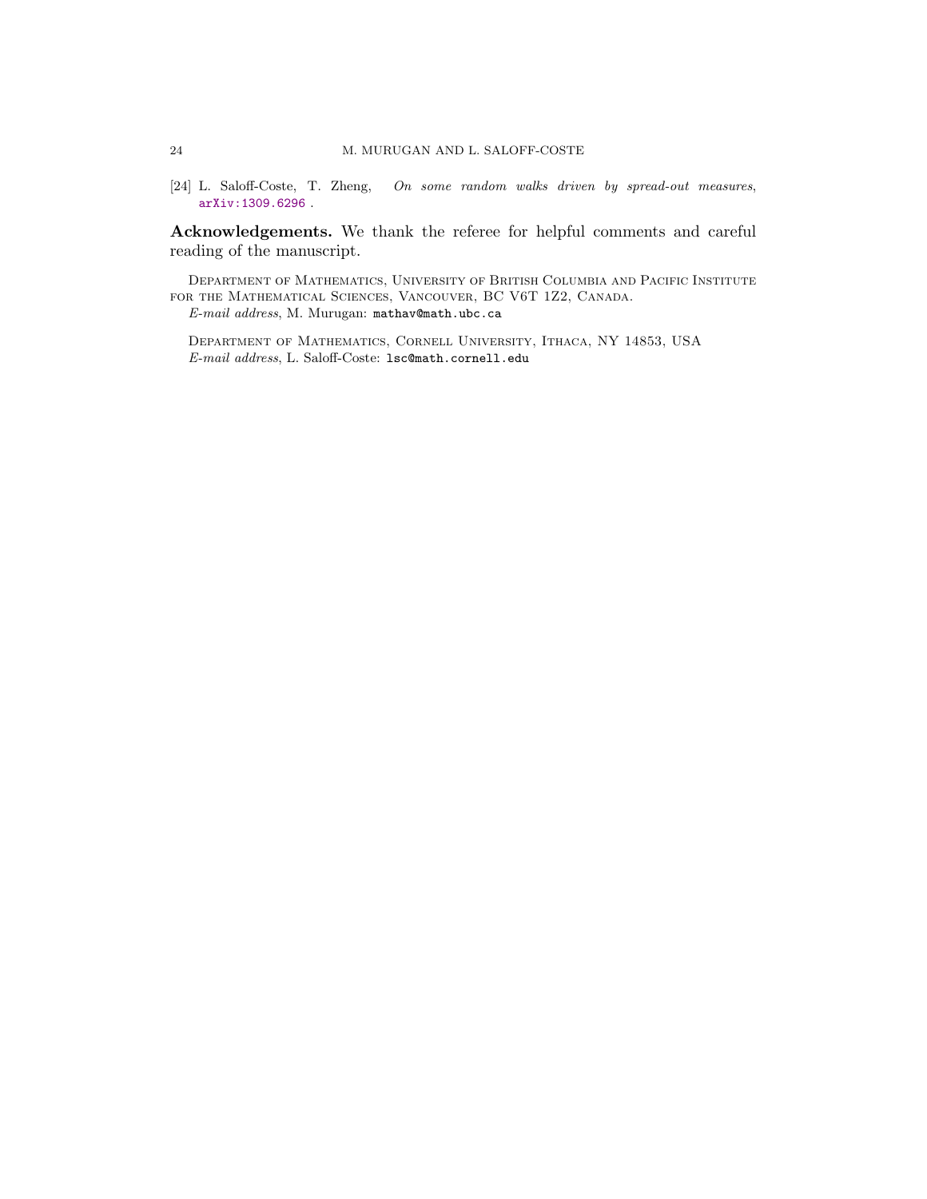[24] L. Saloff-Coste, T. Zheng, *On some random walks driven by spread-out measures*, arXiv:1309.6296 .

**Acknowledgements.** We thank the referee for helpful comments and careful reading of the manuscript.

Department of Mathematics, University of British Columbia and Pacific Institute for the Mathematical Sciences, Vancouver, BC V6T 1Z2, Canada.
*E-mail address*, M. Murugan: mathav@math.ubc.ca

Department of Mathematics, Cornell University, Ithaca, NY 14853, USA
*E-mail address*, L. Saloff-Coste: lsc@math.cornell.edu